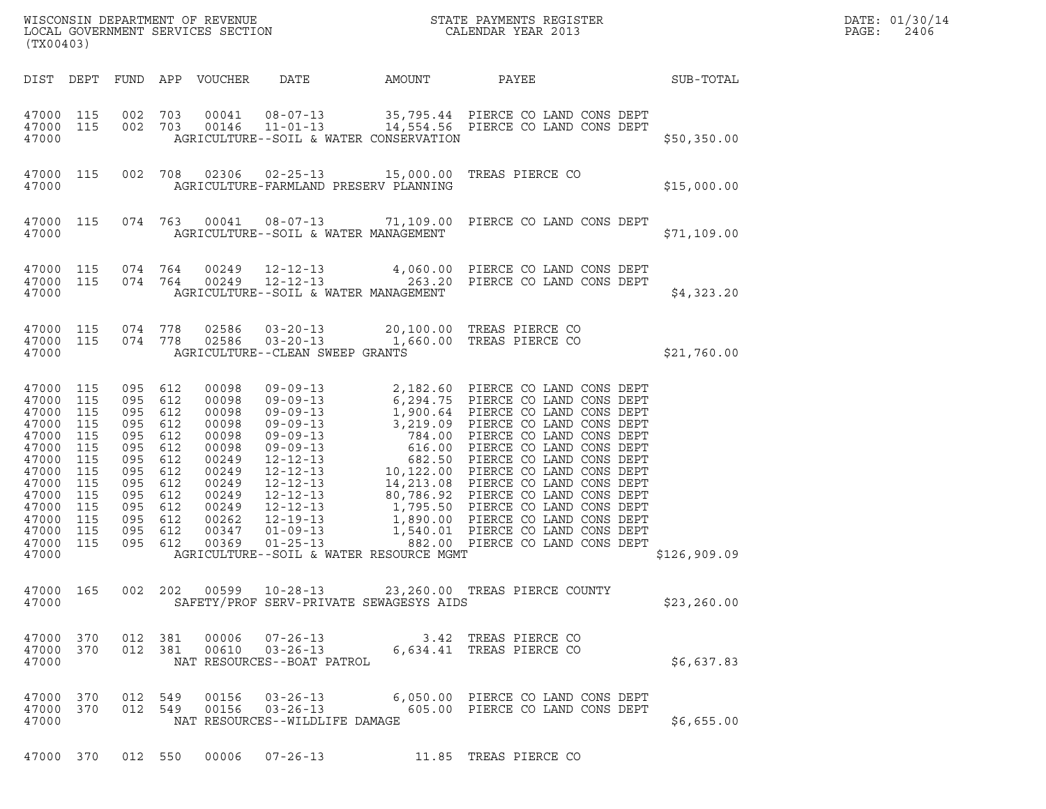WISCONSIN DEPARTMENT OF REVENUE
LOCAL GOVERNMENT SERVICES SECTION
(TX00403)

STATE PAYMENTS REGISTER
CALENDAR YEAR 2013

DATE: 01/30/14

| DIST | DEPT | FUND | APP | VOUCHER | DATE | AMOUNT | PAYEE | SUB-TOTAL |
|---|---|---|---|---|---|---|---|---|
| 47000 | 115 | 002 | 703 | 00041 | 08-07-13 | 35,795.44 | PIERCE CO LAND CONS DEPT | |
| 47000 | 115 | 002 | 703 | 00146 | 11-01-13 | 14,554.56 | PIERCE CO LAND CONS DEPT | |
| 47000 | | | | | AGRICULTURE--SOIL & WATER CONSERVATION | | | $50,350.00 |
| 47000 | 115 | 002 | 708 | 02306 | 02-25-13 | 15,000.00 | TREAS PIERCE CO | |
| 47000 | | | | | AGRICULTURE-FARMLAND PRESERV PLANNING | | | $15,000.00 |
| 47000 | 115 | 074 | 763 | 00041 | 08-07-13 | 71,109.00 | PIERCE CO LAND CONS DEPT | |
| 47000 | | | | | AGRICULTURE--SOIL & WATER MANAGEMENT | | | $71,109.00 |
| 47000 | 115 | 074 | 764 | 00249 | 12-12-13 | 4,060.00 | PIERCE CO LAND CONS DEPT | |
| 47000 | 115 | 074 | 764 | 00249 | 12-12-13 | 263.20 | PIERCE CO LAND CONS DEPT | |
| 47000 | | | | | AGRICULTURE--SOIL & WATER MANAGEMENT | | | $4,323.20 |
| 47000 | 115 | 074 | 778 | 02586 | 03-20-13 | 20,100.00 | TREAS PIERCE CO | |
| 47000 | 115 | 074 | 778 | 02586 | 03-20-13 | 1,660.00 | TREAS PIERCE CO | |
| 47000 | | | | | AGRICULTURE--CLEAN SWEEP GRANTS | | | $21,760.00 |
| 47000 | 115 | 095 | 612 | 00098 | 09-09-13 | 2,182.60 | PIERCE CO LAND CONS DEPT | |
| 47000 | 115 | 095 | 612 | 00098 | 09-09-13 | 6,294.75 | PIERCE CO LAND CONS DEPT | |
| 47000 | 115 | 095 | 612 | 00098 | 09-09-13 | 1,900.64 | PIERCE CO LAND CONS DEPT | |
| 47000 | 115 | 095 | 612 | 00098 | 09-09-13 | 3,219.09 | PIERCE CO LAND CONS DEPT | |
| 47000 | 115 | 095 | 612 | 00098 | 09-09-13 | 784.00 | PIERCE CO LAND CONS DEPT | |
| 47000 | 115 | 095 | 612 | 00098 | 09-09-13 | 616.00 | PIERCE CO LAND CONS DEPT | |
| 47000 | 115 | 095 | 612 | 00249 | 12-12-13 | 682.50 | PIERCE CO LAND CONS DEPT | |
| 47000 | 115 | 095 | 612 | 00249 | 12-12-13 | 10,122.00 | PIERCE CO LAND CONS DEPT | |
| 47000 | 115 | 095 | 612 | 00249 | 12-12-13 | 14,213.08 | PIERCE CO LAND CONS DEPT | |
| 47000 | 115 | 095 | 612 | 00249 | 12-12-13 | 80,786.92 | PIERCE CO LAND CONS DEPT | |
| 47000 | 115 | 095 | 612 | 00249 | 12-12-13 | 1,795.50 | PIERCE CO LAND CONS DEPT | |
| 47000 | 115 | 095 | 612 | 00262 | 12-19-13 | 1,890.00 | PIERCE CO LAND CONS DEPT | |
| 47000 | 115 | 095 | 612 | 00347 | 01-09-13 | 1,540.01 | PIERCE CO LAND CONS DEPT | |
| 47000 | 115 | 095 | 612 | 00369 | 01-25-13 | 882.00 | PIERCE CO LAND CONS DEPT | |
| 47000 | | | | | AGRICULTURE--SOIL & WATER RESOURCE MGMT | | | $126,909.09 |
| 47000 | 165 | 002 | 202 | 00599 | 10-28-13 | 23,260.00 | TREAS PIERCE COUNTY | |
| 47000 | | | | | SAFETY/PROF SERV-PRIVATE SEWAGESYS AIDS | | | $23,260.00 |
| 47000 | 370 | 012 | 381 | 00006 | 07-26-13 | 3.42 | TREAS PIERCE CO | |
| 47000 | 370 | 012 | 381 | 00610 | 03-26-13 | 6,634.41 | TREAS PIERCE CO | |
| 47000 | | | | | NAT RESOURCES--BOAT PATROL | | | $6,637.83 |
| 47000 | 370 | 012 | 549 | 00156 | 03-26-13 | 6,050.00 | PIERCE CO LAND CONS DEPT | |
| 47000 | 370 | 012 | 549 | 00156 | 03-26-13 | 605.00 | PIERCE CO LAND CONS DEPT | |
| 47000 | | | | | NAT RESOURCES--WILDLIFE DAMAGE | | | $6,655.00 |
| 47000 | 370 | 012 | 550 | 00006 | 07-26-13 | 11.85 | TREAS PIERCE CO | |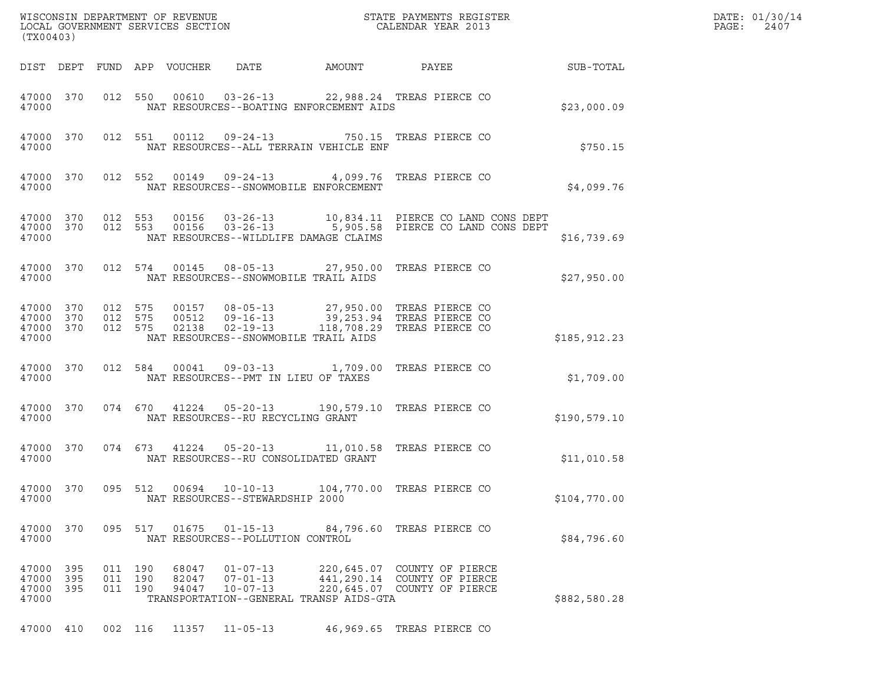WISCONSIN DEPARTMENT OF REVENUE
LOCAL GOVERNMENT SERVICES SECTION
(TX00403)

STATE PAYMENTS REGISTER
CALENDAR YEAR 2013

DATE: 01/30/14
PAGE: 2407

| DIST | DEPT | FUND | APP | VOUCHER | DATE | AMOUNT | PAYEE | SUB-TOTAL |
|---|---|---|---|---|---|---|---|---|
| 47000 | 370 | 012 | 550 | 00610 | 03-26-13 | 22,988.24 | TREAS PIERCE CO | |
| 47000 | | | | NAT RESOURCES--BOATING ENFORCEMENT AIDS | | | | $23,000.09 |
| 47000 | 370 | 012 | 551 | 00112 | 09-24-13 | 750.15 | TREAS PIERCE CO | |
| 47000 | | | | NAT RESOURCES--ALL TERRAIN VEHICLE ENF | | | | $750.15 |
| 47000 | 370 | 012 | 552 | 00149 | 09-24-13 | 4,099.76 | TREAS PIERCE CO | |
| 47000 | | | | NAT RESOURCES--SNOWMOBILE ENFORCEMENT | | | | $4,099.76 |
| 47000 | 370 | 012 | 553 | 00156 | 03-26-13 | 10,834.11 | PIERCE CO LAND CONS DEPT | |
| 47000 | 370 | 012 | 553 | 00156 | 03-26-13 | 5,905.58 | PIERCE CO LAND CONS DEPT | |
| 47000 | | | | NAT RESOURCES--WILDLIFE DAMAGE CLAIMS | | | | $16,739.69 |
| 47000 | 370 | 012 | 574 | 00145 | 08-05-13 | 27,950.00 | TREAS PIERCE CO | |
| 47000 | | | | NAT RESOURCES--SNOWMOBILE TRAIL AIDS | | | | $27,950.00 |
| 47000 | 370 | 012 | 575 | 00157 | 08-05-13 | 27,950.00 | TREAS PIERCE CO | |
| 47000 | 370 | 012 | 575 | 00512 | 09-16-13 | 39,253.94 | TREAS PIERCE CO | |
| 47000 | 370 | 012 | 575 | 02138 | 02-19-13 | 118,708.29 | TREAS PIERCE CO | |
| 47000 | | | | NAT RESOURCES--SNOWMOBILE TRAIL AIDS | | | | $185,912.23 |
| 47000 | 370 | 012 | 584 | 00041 | 09-03-13 | 1,709.00 | TREAS PIERCE CO | |
| 47000 | | | | NAT RESOURCES--PMT IN LIEU OF TAXES | | | | $1,709.00 |
| 47000 | 370 | 074 | 670 | 41224 | 05-20-13 | 190,579.10 | TREAS PIERCE CO | |
| 47000 | | | | NAT RESOURCES--RU RECYCLING GRANT | | | | $190,579.10 |
| 47000 | 370 | 074 | 673 | 41224 | 05-20-13 | 11,010.58 | TREAS PIERCE CO | |
| 47000 | | | | NAT RESOURCES--RU CONSOLIDATED GRANT | | | | $11,010.58 |
| 47000 | 370 | 095 | 512 | 00694 | 10-10-13 | 104,770.00 | TREAS PIERCE CO | |
| 47000 | | | | NAT RESOURCES--STEWARDSHIP 2000 | | | | $104,770.00 |
| 47000 | 370 | 095 | 517 | 01675 | 01-15-13 | 84,796.60 | TREAS PIERCE CO | |
| 47000 | | | | NAT RESOURCES--POLLUTION CONTROL | | | | $84,796.60 |
| 47000 | 395 | 011 | 190 | 68047 | 01-07-13 | 220,645.07 | COUNTY OF PIERCE | |
| 47000 | 395 | 011 | 190 | 82047 | 07-01-13 | 441,290.14 | COUNTY OF PIERCE | |
| 47000 | 395 | 011 | 190 | 94047 | 10-07-13 | 220,645.07 | COUNTY OF PIERCE | |
| 47000 | | | | TRANSPORTATION--GENERAL TRANSP AIDS-GTA | | | | $882,580.28 |
| 47000 | 410 | 002 | 116 | 11357 | 11-05-13 | 46,969.65 | TREAS PIERCE CO | |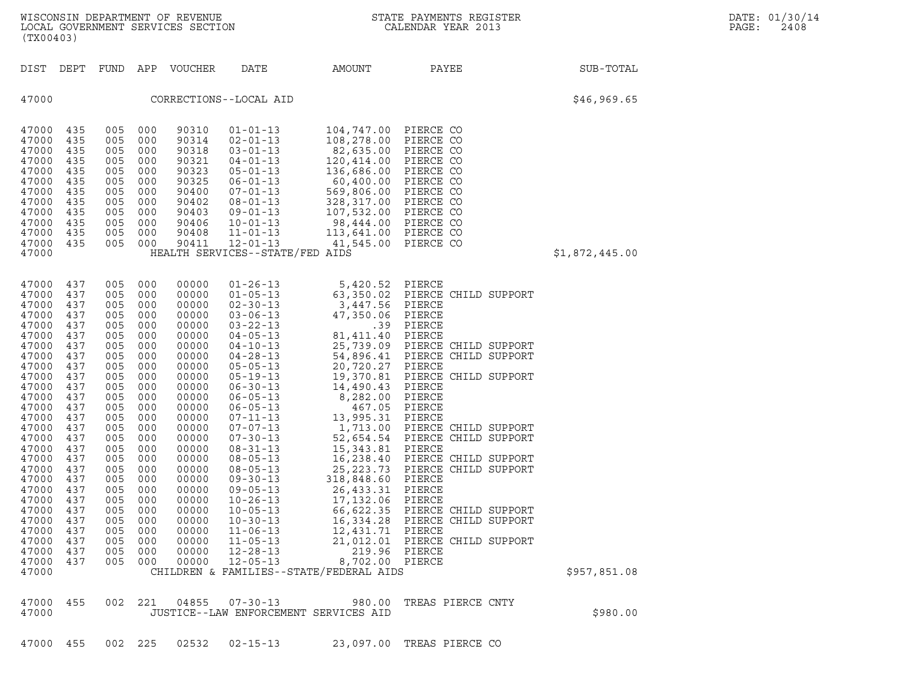WISCONSIN DEPARTMENT OF REVENUE
LOCAL GOVERNMENT SERVICES SECTION
(TX00403)

STATE PAYMENTS REGISTER
CALENDAR YEAR 2013

DATE: 01/30/14
PAGE: 2408

| DIST | DEPT | FUND | APP | VOUCHER | DATE | AMOUNT | PAYEE | SUB-TOTAL |
|---|---|---|---|---|---|---|---|---|
| 47000 | | | | CORRECTIONS--LOCAL AID | | | | $46,969.65 |
| 47000 | 435 | 005 | 000 | 90310 | 01-01-13 | 104,747.00 | PIERCE CO | |
| 47000 | 435 | 005 | 000 | 90314 | 02-01-13 | 108,278.00 | PIERCE CO | |
| 47000 | 435 | 005 | 000 | 90318 | 03-01-13 | 82,635.00 | PIERCE CO | |
| 47000 | 435 | 005 | 000 | 90321 | 04-01-13 | 120,414.00 | PIERCE CO | |
| 47000 | 435 | 005 | 000 | 90323 | 05-01-13 | 136,686.00 | PIERCE CO | |
| 47000 | 435 | 005 | 000 | 90325 | 06-01-13 | 60,400.00 | PIERCE CO | |
| 47000 | 435 | 005 | 000 | 90400 | 07-01-13 | 569,806.00 | PIERCE CO | |
| 47000 | 435 | 005 | 000 | 90402 | 08-01-13 | 328,317.00 | PIERCE CO | |
| 47000 | 435 | 005 | 000 | 90403 | 09-01-13 | 107,532.00 | PIERCE CO | |
| 47000 | 435 | 005 | 000 | 90406 | 10-01-13 | 98,444.00 | PIERCE CO | |
| 47000 | 435 | 005 | 000 | 90408 | 11-01-13 | 113,641.00 | PIERCE CO | |
| 47000 | 435 | 005 | 000 | 90411 | 12-01-13 | 41,545.00 | PIERCE CO | |
| 47000 | | | | HEALTH SERVICES--STATE/FED AIDS | | | | $1,872,445.00 |
| 47000 | 437 | 005 | 000 | 00000 | 01-26-13 | 5,420.52 | PIERCE | |
| 47000 | 437 | 005 | 000 | 00000 | 01-05-13 | 63,350.02 | PIERCE CHILD SUPPORT | |
| 47000 | 437 | 005 | 000 | 00000 | 02-30-13 | 3,447.56 | PIERCE | |
| 47000 | 437 | 005 | 000 | 00000 | 03-06-13 | 47,350.06 | PIERCE | |
| 47000 | 437 | 005 | 000 | 00000 | 03-22-13 | .39 | PIERCE | |
| 47000 | 437 | 005 | 000 | 00000 | 04-05-13 | 81,411.40 | PIERCE | |
| 47000 | 437 | 005 | 000 | 00000 | 04-10-13 | 25,739.09 | PIERCE CHILD SUPPORT | |
| 47000 | 437 | 005 | 000 | 00000 | 04-28-13 | 54,896.41 | PIERCE CHILD SUPPORT | |
| 47000 | 437 | 005 | 000 | 00000 | 05-05-13 | 20,720.27 | PIERCE | |
| 47000 | 437 | 005 | 000 | 00000 | 05-19-13 | 19,370.81 | PIERCE CHILD SUPPORT | |
| 47000 | 437 | 005 | 000 | 00000 | 06-30-13 | 14,490.43 | PIERCE | |
| 47000 | 437 | 005 | 000 | 00000 | 06-05-13 | 8,282.00 | PIERCE | |
| 47000 | 437 | 005 | 000 | 00000 | 06-05-13 | 467.05 | PIERCE | |
| 47000 | 437 | 005 | 000 | 00000 | 07-11-13 | 13,995.31 | PIERCE | |
| 47000 | 437 | 005 | 000 | 00000 | 07-07-13 | 1,713.00 | PIERCE CHILD SUPPORT | |
| 47000 | 437 | 005 | 000 | 00000 | 07-30-13 | 52,654.54 | PIERCE CHILD SUPPORT | |
| 47000 | 437 | 005 | 000 | 00000 | 08-31-13 | 15,343.81 | PIERCE | |
| 47000 | 437 | 005 | 000 | 00000 | 08-05-13 | 16,238.40 | PIERCE CHILD SUPPORT | |
| 47000 | 437 | 005 | 000 | 00000 | 08-05-13 | 25,223.73 | PIERCE CHILD SUPPORT | |
| 47000 | 437 | 005 | 000 | 00000 | 09-30-13 | 318,848.60 | PIERCE | |
| 47000 | 437 | 005 | 000 | 00000 | 09-05-13 | 26,433.31 | PIERCE | |
| 47000 | 437 | 005 | 000 | 00000 | 10-26-13 | 17,132.06 | PIERCE | |
| 47000 | 437 | 005 | 000 | 00000 | 10-05-13 | 66,622.35 | PIERCE CHILD SUPPORT | |
| 47000 | 437 | 005 | 000 | 00000 | 10-30-13 | 16,334.28 | PIERCE CHILD SUPPORT | |
| 47000 | 437 | 005 | 000 | 00000 | 11-06-13 | 12,431.71 | PIERCE | |
| 47000 | 437 | 005 | 000 | 00000 | 11-05-13 | 21,012.01 | PIERCE CHILD SUPPORT | |
| 47000 | 437 | 005 | 000 | 00000 | 12-28-13 | 219.96 | PIERCE | |
| 47000 | 437 | 005 | 000 | 00000 | 12-05-13 | 8,702.00 | PIERCE | |
| 47000 | | | | CHILDREN & FAMILIES--STATE/FEDERAL AIDS | | | | $957,851.08 |
| 47000 | 455 | 002 | 221 | 04855 | 07-30-13 | 980.00 | TREAS PIERCE CNTY | |
| 47000 | | | | JUSTICE--LAW ENFORCEMENT SERVICES AID | | | | $980.00 |
| 47000 | 455 | 002 | 225 | 02532 | 02-15-13 | 23,097.00 | TREAS PIERCE CO | |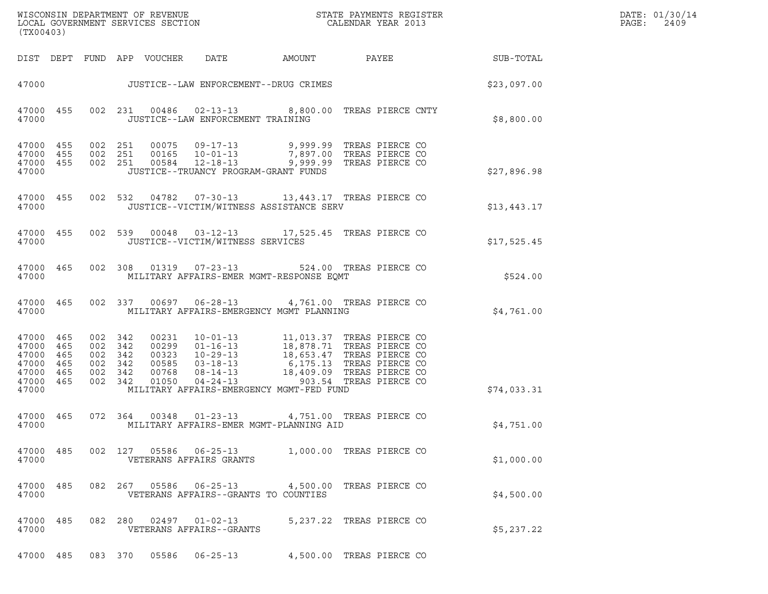WISCONSIN DEPARTMENT OF REVENUE
LOCAL GOVERNMENT SERVICES SECTION
(TX00403)

STATE PAYMENTS REGISTER
CALENDAR YEAR 2013

DATE: 01/30/14
PAGE: 2409

| DIST | DEPT | FUND | APP | VOUCHER | DATE | AMOUNT | PAYEE | SUB-TOTAL |
|---|---|---|---|---|---|---|---|---|
| 47000 | | | | | JUSTICE--LAW ENFORCEMENT--DRUG CRIMES | | | $23,097.00 |
| 47000 | 455 | 002 | 231 | 00486 | 02-13-13 | 8,800.00 | TREAS PIERCE CNTY | |
| 47000 | | | | | JUSTICE--LAW ENFORCEMENT TRAINING | | | $8,800.00 |
| 47000 | 455 | 002 | 251 | 00075 | 09-17-13 | 9,999.99 | TREAS PIERCE CO | |
| 47000 | 455 | 002 | 251 | 00165 | 10-01-13 | 7,897.00 | TREAS PIERCE CO | |
| 47000 | 455 | 002 | 251 | 00584 | 12-18-13 | 9,999.99 | TREAS PIERCE CO | |
| 47000 | | | | | JUSTICE--TRUANCY PROGRAM-GRANT FUNDS | | | $27,896.98 |
| 47000 | 455 | 002 | 532 | 04782 | 07-30-13 | 13,443.17 | TREAS PIERCE CO | |
| 47000 | | | | | JUSTICE--VICTIM/WITNESS ASSISTANCE SERV | | | $13,443.17 |
| 47000 | 455 | 002 | 539 | 00048 | 03-12-13 | 17,525.45 | TREAS PIERCE CO | |
| 47000 | | | | | JUSTICE--VICTIM/WITNESS SERVICES | | | $17,525.45 |
| 47000 | 465 | 002 | 308 | 01319 | 07-23-13 | 524.00 | TREAS PIERCE CO | |
| 47000 | | | | | MILITARY AFFAIRS-EMER MGMT-RESPONSE EQMT | | | $524.00 |
| 47000 | 465 | 002 | 337 | 00697 | 06-28-13 | 4,761.00 | TREAS PIERCE CO | |
| 47000 | | | | | MILITARY AFFAIRS-EMERGENCY MGMT PLANNING | | | $4,761.00 |
| 47000 | 465 | 002 | 342 | 00231 | 10-01-13 | 11,013.37 | TREAS PIERCE CO | |
| 47000 | 465 | 002 | 342 | 00299 | 01-16-13 | 18,878.71 | TREAS PIERCE CO | |
| 47000 | 465 | 002 | 342 | 00323 | 10-29-13 | 18,653.47 | TREAS PIERCE CO | |
| 47000 | 465 | 002 | 342 | 00585 | 03-18-13 | 6,175.13 | TREAS PIERCE CO | |
| 47000 | 465 | 002 | 342 | 00768 | 08-14-13 | 18,409.09 | TREAS PIERCE CO | |
| 47000 | 465 | 002 | 342 | 01050 | 04-24-13 | 903.54 | TREAS PIERCE CO | |
| 47000 | | | | | MILITARY AFFAIRS-EMERGENCY MGMT-FED FUND | | | $74,033.31 |
| 47000 | 465 | 072 | 364 | 00348 | 01-23-13 | 4,751.00 | TREAS PIERCE CO | |
| 47000 | | | | | MILITARY AFFAIRS-EMER MGMT-PLANNING AID | | | $4,751.00 |
| 47000 | 485 | 002 | 127 | 05586 | 06-25-13 | 1,000.00 | TREAS PIERCE CO | |
| 47000 | | | | | VETERANS AFFAIRS GRANTS | | | $1,000.00 |
| 47000 | 485 | 082 | 267 | 05586 | 06-25-13 | 4,500.00 | TREAS PIERCE CO | |
| 47000 | | | | | VETERANS AFFAIRS--GRANTS TO COUNTIES | | | $4,500.00 |
| 47000 | 485 | 082 | 280 | 02497 | 01-02-13 | 5,237.22 | TREAS PIERCE CO | |
| 47000 | | | | | VETERANS AFFAIRS--GRANTS | | | $5,237.22 |
| 47000 | 485 | 083 | 370 | 05586 | 06-25-13 | 4,500.00 | TREAS PIERCE CO | |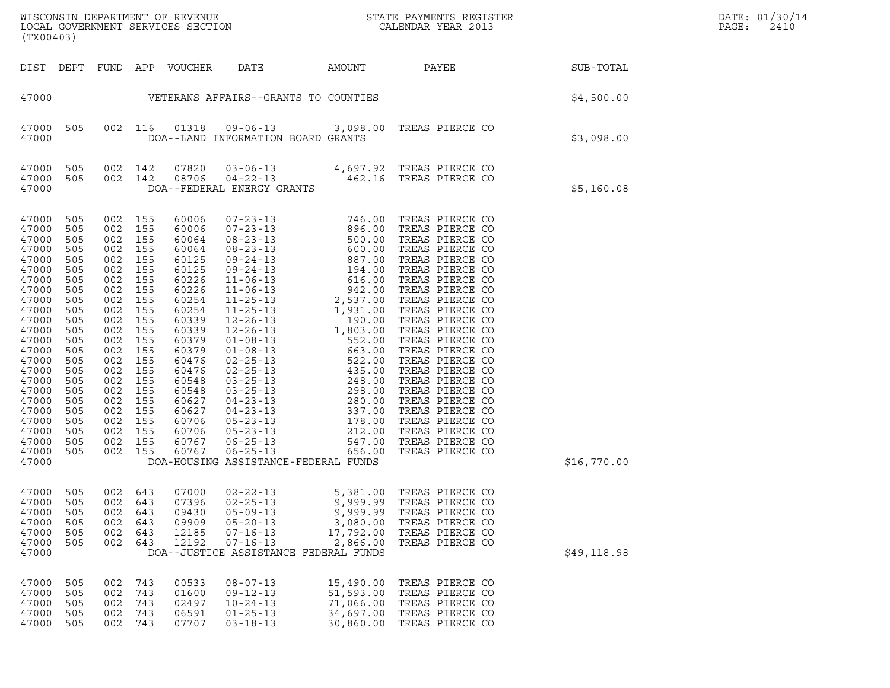WISCONSIN DEPARTMENT OF REVENUE
LOCAL GOVERNMENT SERVICES SECTION
(TX00403)

STATE PAYMENTS REGISTER
CALENDAR YEAR 2013

DATE: 01/30/14

| DIST | DEPT | FUND | APP | VOUCHER | DATE | AMOUNT | PAYEE | SUB-TOTAL |
|---|---|---|---|---|---|---|---|---|
| 47000 | | | | | VETERANS AFFAIRS--GRANTS TO COUNTIES | | | $4,500.00 |
| 47000 | 505 | 002 | 116 | 01318 | 09-06-13 | 3,098.00 | TREAS PIERCE CO | |
| 47000 | | | | | DOA--LAND INFORMATION BOARD GRANTS | | | $3,098.00 |
| 47000 | 505 | 002 | 142 | 07820 | 03-06-13 | 4,697.92 | TREAS PIERCE CO | |
| 47000 | 505 | 002 | 142 | 08706 | 04-22-13 | 462.16 | TREAS PIERCE CO | |
| 47000 | | | | | DOA--FEDERAL ENERGY GRANTS | | | $5,160.08 |
| 47000 | 505 | 002 | 155 | 60006 | 07-23-13 | 746.00 | TREAS PIERCE CO | |
| 47000 | 505 | 002 | 155 | 60006 | 07-23-13 | 896.00 | TREAS PIERCE CO | |
| 47000 | 505 | 002 | 155 | 60064 | 08-23-13 | 500.00 | TREAS PIERCE CO | |
| 47000 | 505 | 002 | 155 | 60064 | 08-23-13 | 600.00 | TREAS PIERCE CO | |
| 47000 | 505 | 002 | 155 | 60125 | 09-24-13 | 887.00 | TREAS PIERCE CO | |
| 47000 | 505 | 002 | 155 | 60125 | 09-24-13 | 194.00 | TREAS PIERCE CO | |
| 47000 | 505 | 002 | 155 | 60226 | 11-06-13 | 616.00 | TREAS PIERCE CO | |
| 47000 | 505 | 002 | 155 | 60226 | 11-06-13 | 942.00 | TREAS PIERCE CO | |
| 47000 | 505 | 002 | 155 | 60254 | 11-25-13 | 2,537.00 | TREAS PIERCE CO | |
| 47000 | 505 | 002 | 155 | 60254 | 11-25-13 | 1,931.00 | TREAS PIERCE CO | |
| 47000 | 505 | 002 | 155 | 60339 | 12-26-13 | 190.00 | TREAS PIERCE CO | |
| 47000 | 505 | 002 | 155 | 60339 | 12-26-13 | 1,803.00 | TREAS PIERCE CO | |
| 47000 | 505 | 002 | 155 | 60379 | 01-08-13 | 552.00 | TREAS PIERCE CO | |
| 47000 | 505 | 002 | 155 | 60379 | 01-08-13 | 663.00 | TREAS PIERCE CO | |
| 47000 | 505 | 002 | 155 | 60476 | 02-25-13 | 522.00 | TREAS PIERCE CO | |
| 47000 | 505 | 002 | 155 | 60476 | 02-25-13 | 435.00 | TREAS PIERCE CO | |
| 47000 | 505 | 002 | 155 | 60548 | 03-25-13 | 248.00 | TREAS PIERCE CO | |
| 47000 | 505 | 002 | 155 | 60548 | 03-25-13 | 298.00 | TREAS PIERCE CO | |
| 47000 | 505 | 002 | 155 | 60627 | 04-23-13 | 280.00 | TREAS PIERCE CO | |
| 47000 | 505 | 002 | 155 | 60627 | 04-23-13 | 337.00 | TREAS PIERCE CO | |
| 47000 | 505 | 002 | 155 | 60706 | 05-23-13 | 178.00 | TREAS PIERCE CO | |
| 47000 | 505 | 002 | 155 | 60706 | 05-23-13 | 212.00 | TREAS PIERCE CO | |
| 47000 | 505 | 002 | 155 | 60767 | 06-25-13 | 547.00 | TREAS PIERCE CO | |
| 47000 | 505 | 002 | 155 | 60767 | 06-25-13 | 656.00 | TREAS PIERCE CO | |
| 47000 | | | | | DOA-HOUSING ASSISTANCE-FEDERAL FUNDS | | | $16,770.00 |
| 47000 | 505 | 002 | 643 | 07000 | 02-22-13 | 5,381.00 | TREAS PIERCE CO | |
| 47000 | 505 | 002 | 643 | 07396 | 02-25-13 | 9,999.99 | TREAS PIERCE CO | |
| 47000 | 505 | 002 | 643 | 09430 | 05-09-13 | 9,999.99 | TREAS PIERCE CO | |
| 47000 | 505 | 002 | 643 | 09909 | 05-20-13 | 3,080.00 | TREAS PIERCE CO | |
| 47000 | 505 | 002 | 643 | 12185 | 07-16-13 | 17,792.00 | TREAS PIERCE CO | |
| 47000 | 505 | 002 | 643 | 12192 | 07-16-13 | 2,866.00 | TREAS PIERCE CO | |
| 47000 | | | | | DOA--JUSTICE ASSISTANCE FEDERAL FUNDS | | | $49,118.98 |
| 47000 | 505 | 002 | 743 | 00533 | 08-07-13 | 15,490.00 | TREAS PIERCE CO | |
| 47000 | 505 | 002 | 743 | 01600 | 09-12-13 | 51,593.00 | TREAS PIERCE CO | |
| 47000 | 505 | 002 | 743 | 02497 | 10-24-13 | 71,066.00 | TREAS PIERCE CO | |
| 47000 | 505 | 002 | 743 | 06591 | 01-25-13 | 34,697.00 | TREAS PIERCE CO | |
| 47000 | 505 | 002 | 743 | 07707 | 03-18-13 | 30,860.00 | TREAS PIERCE CO | |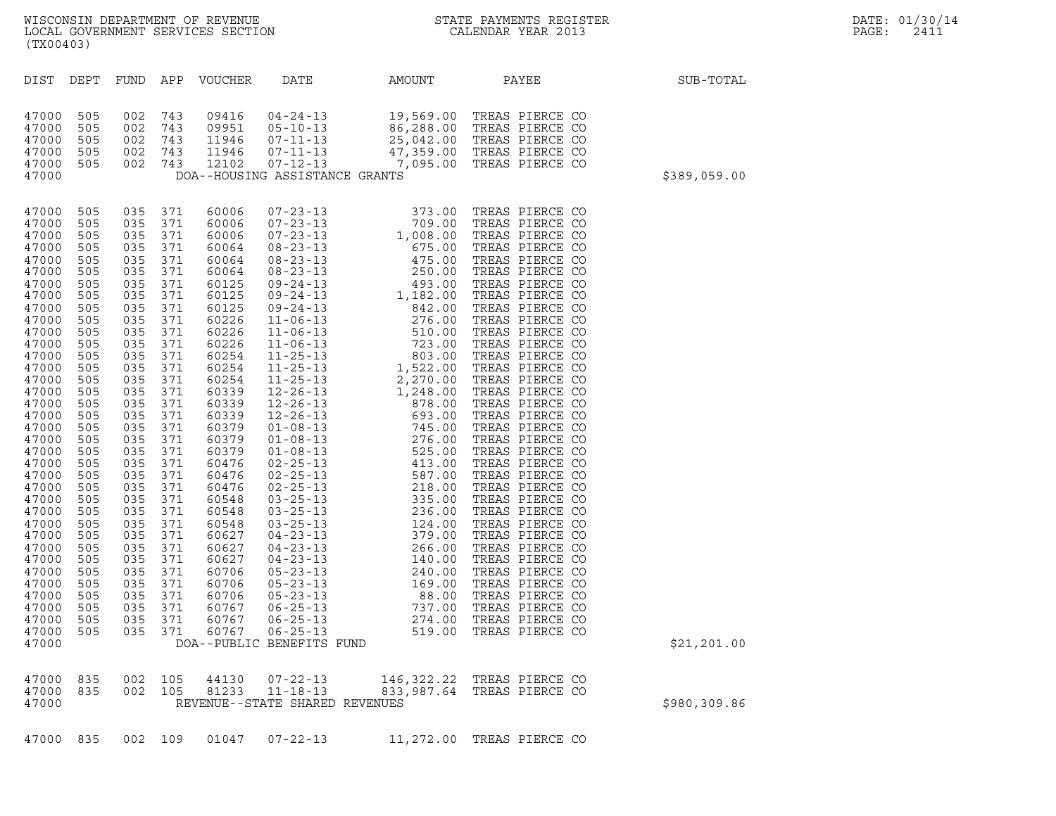WISCONSIN DEPARTMENT OF REVENUE
LOCAL GOVERNMENT SERVICES SECTION
(TX00403)

STATE PAYMENTS REGISTER
CALENDAR YEAR 2013

DATE: 01/30/14
PAGE: 2411

| DIST | DEPT | FUND | APP | VOUCHER | DATE | AMOUNT | PAYEE | SUB-TOTAL |
|---|---|---|---|---|---|---|---|---|
| 47000 | 505 | 002 | 743 | 09416 | 04-24-13 | 19,569.00 | TREAS PIERCE CO | |
| 47000 | 505 | 002 | 743 | 09951 | 05-10-13 | 86,288.00 | TREAS PIERCE CO | |
| 47000 | 505 | 002 | 743 | 11946 | 07-11-13 | 25,042.00 | TREAS PIERCE CO | |
| 47000 | 505 | 002 | 743 | 11946 | 07-11-13 | 47,359.00 | TREAS PIERCE CO | |
| 47000 | 505 | 002 | 743 | 12102 | 07-12-13 | 7,095.00 | TREAS PIERCE CO | |
| 47000 | | | | DOA--HOUSING ASSISTANCE GRANTS | | | | $389,059.00 |
| 47000 | 505 | 035 | 371 | 60006 | 07-23-13 | 373.00 | TREAS PIERCE CO | |
| 47000 | 505 | 035 | 371 | 60006 | 07-23-13 | 709.00 | TREAS PIERCE CO | |
| 47000 | 505 | 035 | 371 | 60006 | 07-23-13 | 1,008.00 | TREAS PIERCE CO | |
| 47000 | 505 | 035 | 371 | 60064 | 08-23-13 | 675.00 | TREAS PIERCE CO | |
| 47000 | 505 | 035 | 371 | 60064 | 08-23-13 | 475.00 | TREAS PIERCE CO | |
| 47000 | 505 | 035 | 371 | 60064 | 08-23-13 | 250.00 | TREAS PIERCE CO | |
| 47000 | 505 | 035 | 371 | 60125 | 09-24-13 | 493.00 | TREAS PIERCE CO | |
| 47000 | 505 | 035 | 371 | 60125 | 09-24-13 | 1,182.00 | TREAS PIERCE CO | |
| 47000 | 505 | 035 | 371 | 60125 | 09-24-13 | 842.00 | TREAS PIERCE CO | |
| 47000 | 505 | 035 | 371 | 60226 | 11-06-13 | 276.00 | TREAS PIERCE CO | |
| 47000 | 505 | 035 | 371 | 60226 | 11-06-13 | 510.00 | TREAS PIERCE CO | |
| 47000 | 505 | 035 | 371 | 60226 | 11-06-13 | 723.00 | TREAS PIERCE CO | |
| 47000 | 505 | 035 | 371 | 60254 | 11-25-13 | 803.00 | TREAS PIERCE CO | |
| 47000 | 505 | 035 | 371 | 60254 | 11-25-13 | 1,522.00 | TREAS PIERCE CO | |
| 47000 | 505 | 035 | 371 | 60254 | 11-25-13 | 2,270.00 | TREAS PIERCE CO | |
| 47000 | 505 | 035 | 371 | 60339 | 12-26-13 | 1,248.00 | TREAS PIERCE CO | |
| 47000 | 505 | 035 | 371 | 60339 | 12-26-13 | 878.00 | TREAS PIERCE CO | |
| 47000 | 505 | 035 | 371 | 60339 | 12-26-13 | 693.00 | TREAS PIERCE CO | |
| 47000 | 505 | 035 | 371 | 60379 | 01-08-13 | 745.00 | TREAS PIERCE CO | |
| 47000 | 505 | 035 | 371 | 60379 | 01-08-13 | 276.00 | TREAS PIERCE CO | |
| 47000 | 505 | 035 | 371 | 60379 | 01-08-13 | 525.00 | TREAS PIERCE CO | |
| 47000 | 505 | 035 | 371 | 60476 | 02-25-13 | 413.00 | TREAS PIERCE CO | |
| 47000 | 505 | 035 | 371 | 60476 | 02-25-13 | 587.00 | TREAS PIERCE CO | |
| 47000 | 505 | 035 | 371 | 60476 | 02-25-13 | 218.00 | TREAS PIERCE CO | |
| 47000 | 505 | 035 | 371 | 60548 | 03-25-13 | 335.00 | TREAS PIERCE CO | |
| 47000 | 505 | 035 | 371 | 60548 | 03-25-13 | 236.00 | TREAS PIERCE CO | |
| 47000 | 505 | 035 | 371 | 60548 | 03-25-13 | 124.00 | TREAS PIERCE CO | |
| 47000 | 505 | 035 | 371 | 60627 | 04-23-13 | 379.00 | TREAS PIERCE CO | |
| 47000 | 505 | 035 | 371 | 60627 | 04-23-13 | 266.00 | TREAS PIERCE CO | |
| 47000 | 505 | 035 | 371 | 60627 | 04-23-13 | 140.00 | TREAS PIERCE CO | |
| 47000 | 505 | 035 | 371 | 60706 | 05-23-13 | 240.00 | TREAS PIERCE CO | |
| 47000 | 505 | 035 | 371 | 60706 | 05-23-13 | 169.00 | TREAS PIERCE CO | |
| 47000 | 505 | 035 | 371 | 60706 | 05-23-13 | 88.00 | TREAS PIERCE CO | |
| 47000 | 505 | 035 | 371 | 60767 | 06-25-13 | 737.00 | TREAS PIERCE CO | |
| 47000 | 505 | 035 | 371 | 60767 | 06-25-13 | 274.00 | TREAS PIERCE CO | |
| 47000 | 505 | 035 | 371 | 60767 | 06-25-13 | 519.00 | TREAS PIERCE CO | |
| 47000 | | | | DOA--PUBLIC BENEFITS FUND | | | | $21,201.00 |
| 47000 | 835 | 002 | 105 | 44130 | 07-22-13 | 146,322.22 | TREAS PIERCE CO | |
| 47000 | 835 | 002 | 105 | 81233 | 11-18-13 | 833,987.64 | TREAS PIERCE CO | |
| 47000 | | | | REVENUE--STATE SHARED REVENUES | | | | $980,309.86 |
| 47000 | 835 | 002 | 109 | 01047 | 07-22-13 | 11,272.00 | TREAS PIERCE CO | |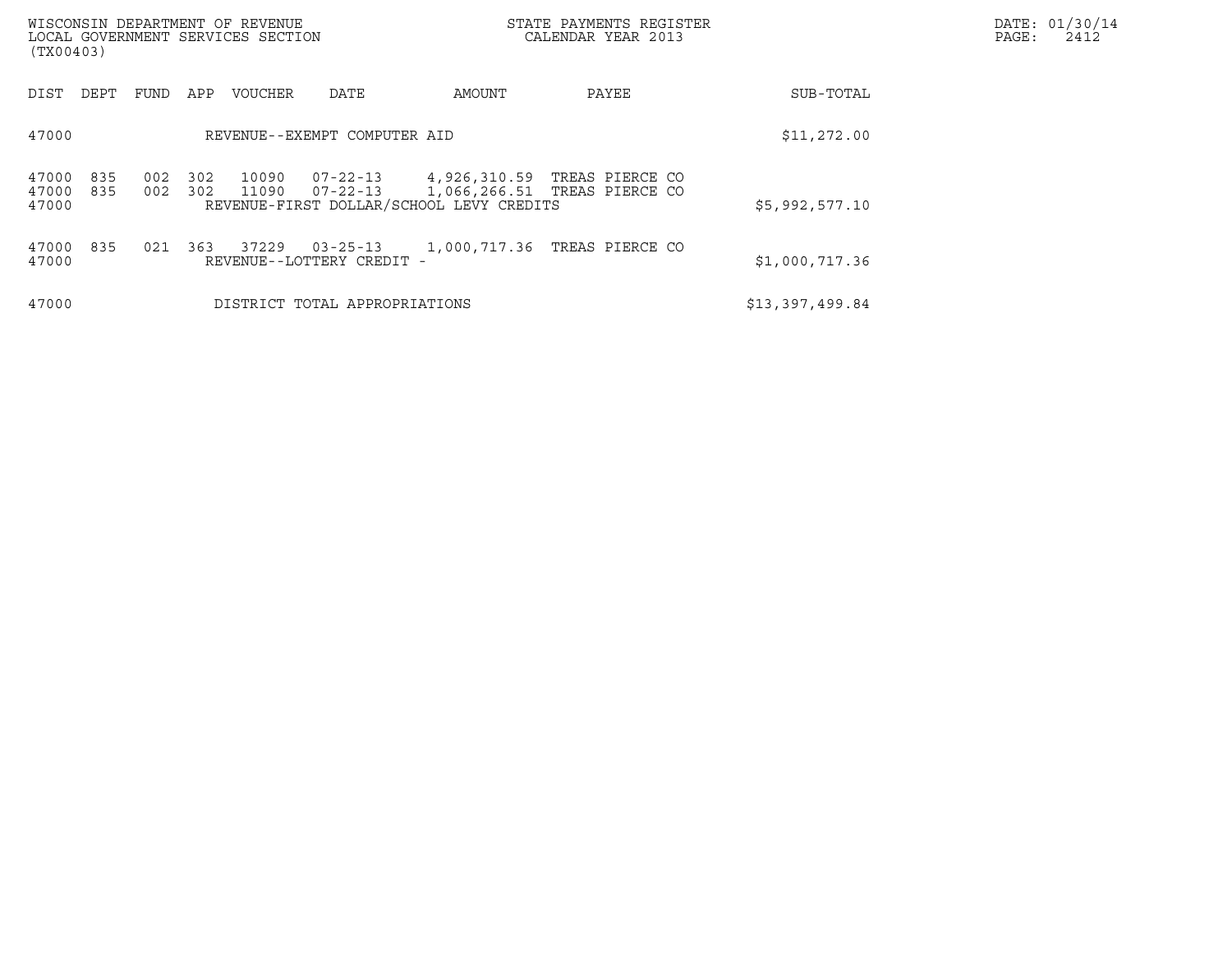WISCONSIN DEPARTMENT OF REVENUE
LOCAL GOVERNMENT SERVICES SECTION
(TX00403)

STATE PAYMENTS REGISTER
CALENDAR YEAR 2013

DATE: 01/30/14
PAGE: 2412

| DIST | DEPT | FUND | APP | VOUCHER | DATE | AMOUNT | PAYEE | SUB-TOTAL |
|---|---|---|---|---|---|---|---|---|
| 47000 | | | | REVENUE--EXEMPT COMPUTER AID | | | | $11,272.00 |
| 47000 | 835 | 002 | 302 | 10090 | 07-22-13 | 4,926,310.59 | TREAS PIERCE CO | |
| 47000 | 835 | 002 | 302 | 11090 | 07-22-13 | 1,066,266.51 | TREAS PIERCE CO | |
| 47000 | | | | REVENUE-FIRST DOLLAR/SCHOOL LEVY CREDITS | | | | $5,992,577.10 |
| 47000 | 835 | 021 | 363 | 37229 | 03-25-13 | 1,000,717.36 | TREAS PIERCE CO | |
| 47000 | | | | REVENUE--LOTTERY CREDIT - | | | | $1,000,717.36 |
| 47000 | | | | DISTRICT TOTAL APPROPRIATIONS | | | | $13,397,499.84 |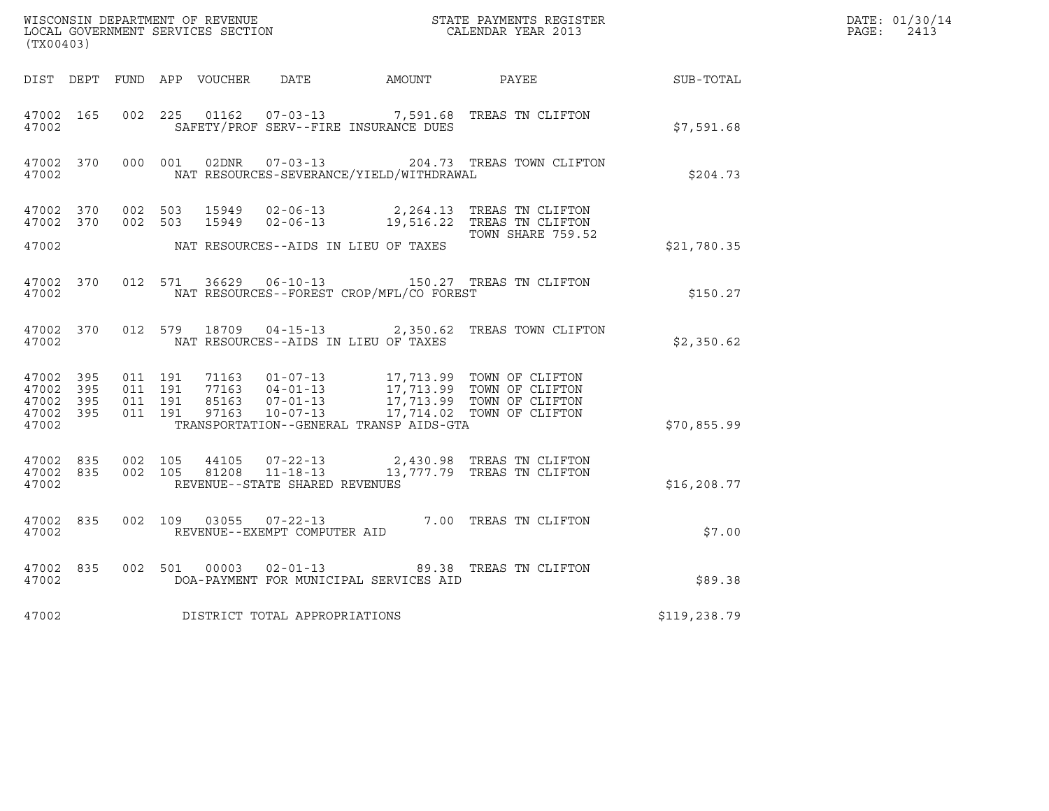WISCONSIN DEPARTMENT OF REVENUE
LOCAL GOVERNMENT SERVICES SECTION
(TX00403)

STATE PAYMENTS REGISTER
CALENDAR YEAR 2013

DATE: 01/30/14
PAGE: 2413

| DIST | DEPT | FUND | APP | VOUCHER | DATE | AMOUNT | PAYEE | SUB-TOTAL |
|---|---|---|---|---|---|---|---|---|
| 47002 | 165 | 002 | 225 | 01162 | 07-03-13 | 7,591.68 | TREAS TN CLIFTON | |
| 47002 | | | | SAFETY/PROF SERV--FIRE INSURANCE DUES | | | | $7,591.68 |
| 47002 | 370 | 000 | 001 | 02DNR | 07-03-13 | 204.73 | TREAS TOWN CLIFTON | |
| 47002 | | | | NAT RESOURCES-SEVERANCE/YIELD/WITHDRAWAL | | | | $204.73 |
| 47002 | 370 | 002 | 503 | 15949 | 02-06-13 | 2,264.13 | TREAS TN CLIFTON | |
| 47002 | 370 | 002 | 503 | 15949 | 02-06-13 | 19,516.22 | TREAS TN CLIFTON TOWN SHARE 759.52 | |
| 47002 | | | | NAT RESOURCES--AIDS IN LIEU OF TAXES | | | | $21,780.35 |
| 47002 | 370 | 012 | 571 | 36629 | 06-10-13 | 150.27 | TREAS TN CLIFTON | |
| 47002 | | | | NAT RESOURCES--FOREST CROP/MFL/CO FOREST | | | | $150.27 |
| 47002 | 370 | 012 | 579 | 18709 | 04-15-13 | 2,350.62 | TREAS TOWN CLIFTON | |
| 47002 | | | | NAT RESOURCES--AIDS IN LIEU OF TAXES | | | | $2,350.62 |
| 47002 | 395 | 011 | 191 | 71163 | 01-07-13 | 17,713.99 | TOWN OF CLIFTON | |
| 47002 | 395 | 011 | 191 | 77163 | 04-01-13 | 17,713.99 | TOWN OF CLIFTON | |
| 47002 | 395 | 011 | 191 | 85163 | 07-01-13 | 17,713.99 | TOWN OF CLIFTON | |
| 47002 | 395 | 011 | 191 | 97163 | 10-07-13 | 17,714.02 | TOWN OF CLIFTON | |
| 47002 | | | | TRANSPORTATION--GENERAL TRANSP AIDS-GTA | | | | $70,855.99 |
| 47002 | 835 | 002 | 105 | 44105 | 07-22-13 | 2,430.98 | TREAS TN CLIFTON | |
| 47002 | 835 | 002 | 105 | 81208 | 11-18-13 | 13,777.79 | TREAS TN CLIFTON | |
| 47002 | | | | REVENUE--STATE SHARED REVENUES | | | | $16,208.77 |
| 47002 | 835 | 002 | 109 | 03055 | 07-22-13 | 7.00 | TREAS TN CLIFTON | |
| 47002 | | | | REVENUE--EXEMPT COMPUTER AID | | | | $7.00 |
| 47002 | 835 | 002 | 501 | 00003 | 02-01-13 | 89.38 | TREAS TN CLIFTON | |
| 47002 | | | | DOA-PAYMENT FOR MUNICIPAL SERVICES AID | | | | $89.38 |
| 47002 | | | | DISTRICT TOTAL APPROPRIATIONS | | | | $119,238.79 |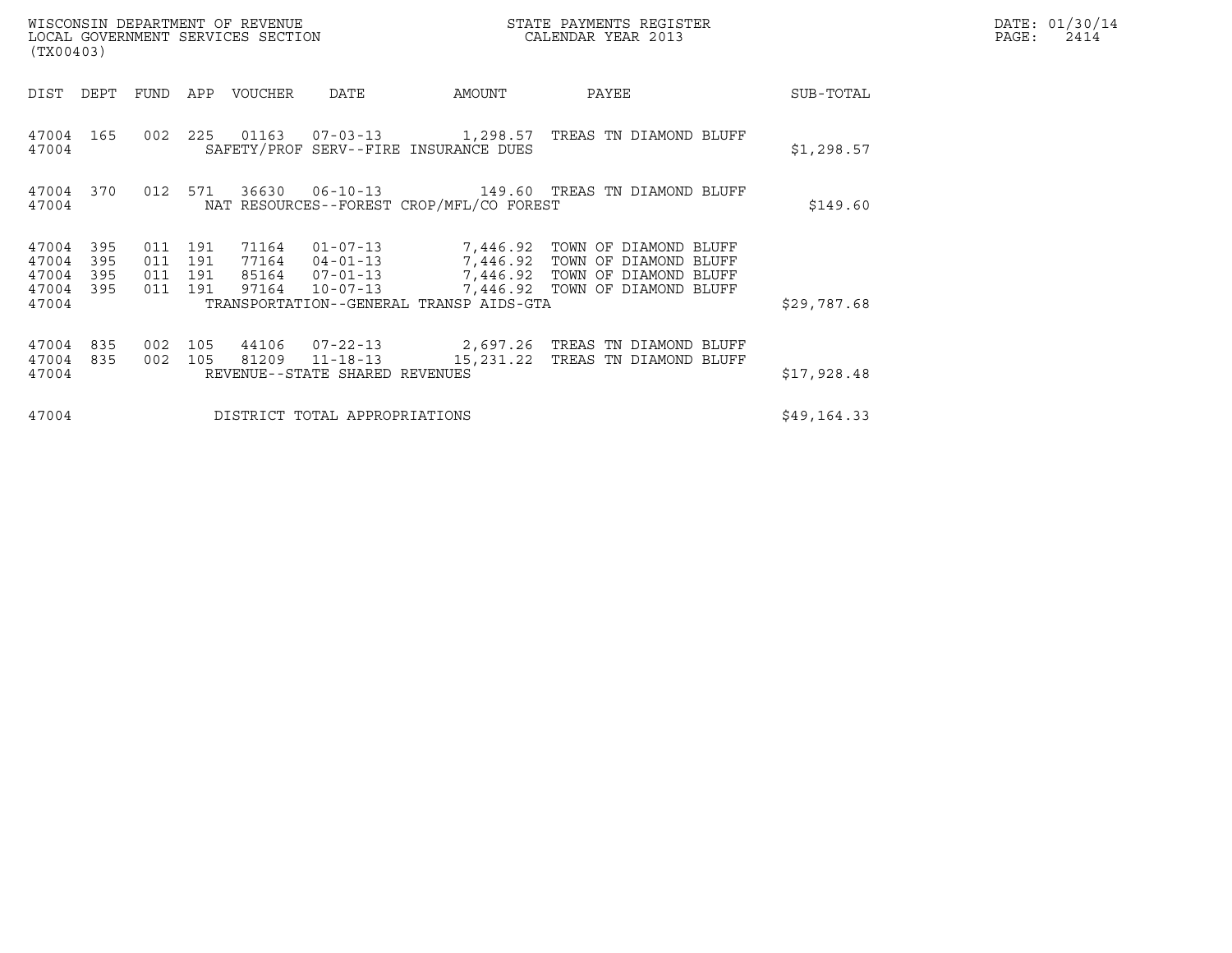| DIST | DEPT | FUND | APP | VOUCHER | DATE | AMOUNT | PAYEE | SUB-TOTAL |
|---|---|---|---|---|---|---|---|---|
| 47004 | 165 | 002 | 225 | 01163 | 07-03-13 | 1,298.57 | TREAS TN DIAMOND BLUFF | |
| 47004 | | | | | SAFETY/PROF SERV--FIRE INSURANCE DUES | | | $1,298.57 |
| 47004 | 370 | 012 | 571 | 36630 | 06-10-13 | 149.60 | TREAS TN DIAMOND BLUFF | |
| 47004 | | | | | NAT RESOURCES--FOREST CROP/MFL/CO FOREST | | | $149.60 |
| 47004 | 395 | 011 | 191 | 71164 | 01-07-13 | 7,446.92 | TOWN OF DIAMOND BLUFF | |
| 47004 | 395 | 011 | 191 | 77164 | 04-01-13 | 7,446.92 | TOWN OF DIAMOND BLUFF | |
| 47004 | 395 | 011 | 191 | 85164 | 07-01-13 | 7,446.92 | TOWN OF DIAMOND BLUFF | |
| 47004 | 395 | 011 | 191 | 97164 | 10-07-13 | 7,446.92 | TOWN OF DIAMOND BLUFF | |
| 47004 | | | | | TRANSPORTATION--GENERAL TRANSP AIDS-GTA | | | $29,787.68 |
| 47004 | 835 | 002 | 105 | 44106 | 07-22-13 | 2,697.26 | TREAS TN DIAMOND BLUFF | |
| 47004 | 835 | 002 | 105 | 81209 | 11-18-13 | 15,231.22 | TREAS TN DIAMOND BLUFF | |
| 47004 | | | | | REVENUE--STATE SHARED REVENUES | | | $17,928.48 |
| 47004 | | | | | DISTRICT TOTAL APPROPRIATIONS | | | $49,164.33 |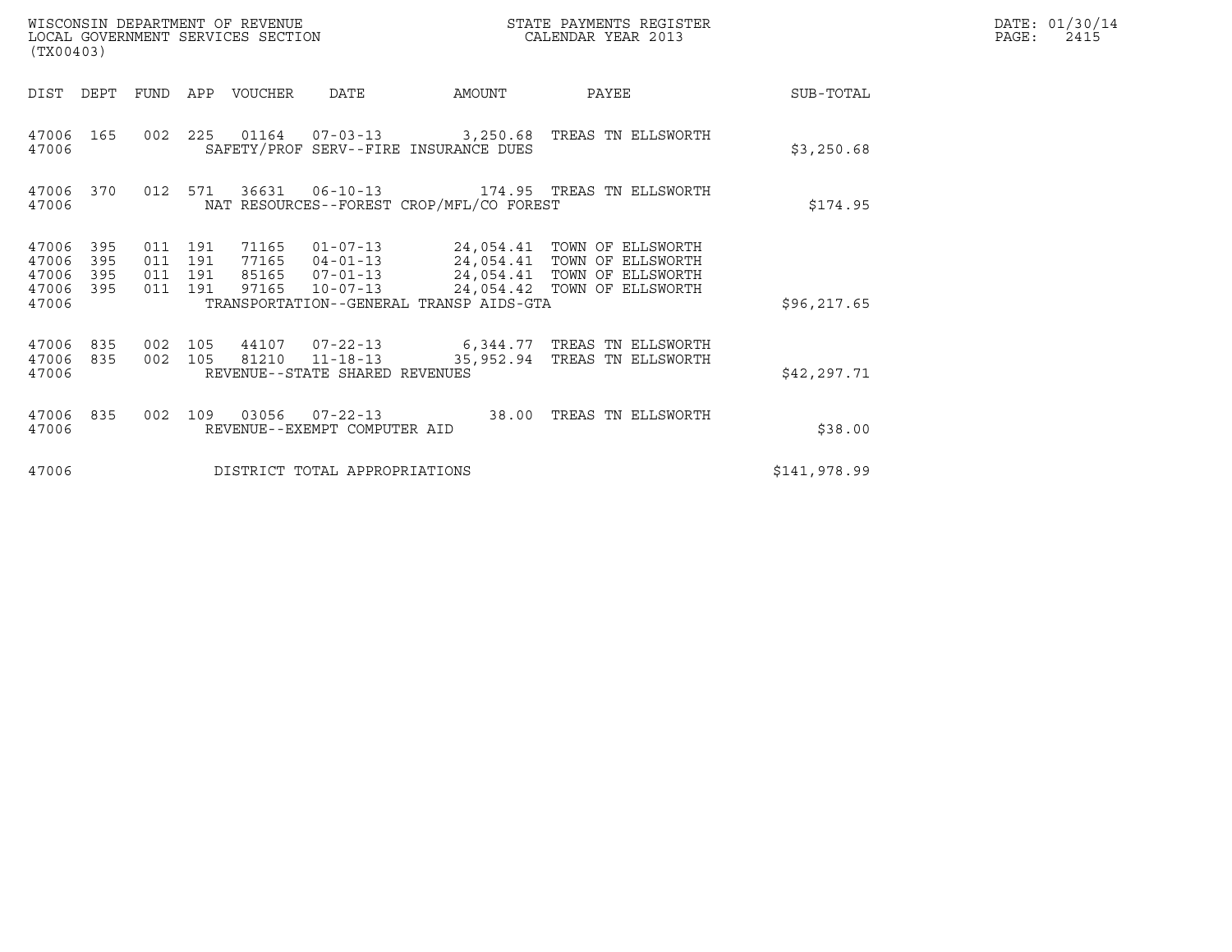WISCONSIN DEPARTMENT OF REVENUE
LOCAL GOVERNMENT SERVICES SECTION
(TX00403)

STATE PAYMENTS REGISTER
CALENDAR YEAR 2013

DATE: 01/30/14
PAGE: 2415

| DIST | DEPT | FUND | APP | VOUCHER | DATE | AMOUNT | PAYEE | SUB-TOTAL |
|---|---|---|---|---|---|---|---|---|
| 47006 | 165 | 002 | 225 | 01164 | 07-03-13 | 3,250.68 | TREAS TN ELLSWORTH | |
| 47006 | | | | SAFETY/PROF SERV--FIRE INSURANCE DUES | | | | $3,250.68 |
| 47006 | 370 | 012 | 571 | 36631 | 06-10-13 | 174.95 | TREAS TN ELLSWORTH | |
| 47006 | | | | NAT RESOURCES--FOREST CROP/MFL/CO FOREST | | | | $174.95 |
| 47006 | 395 | 011 | 191 | 71165 | 01-07-13 | 24,054.41 | TOWN OF ELLSWORTH | |
| 47006 | 395 | 011 | 191 | 77165 | 04-01-13 | 24,054.41 | TOWN OF ELLSWORTH | |
| 47006 | 395 | 011 | 191 | 85165 | 07-01-13 | 24,054.41 | TOWN OF ELLSWORTH | |
| 47006 | 395 | 011 | 191 | 97165 | 10-07-13 | 24,054.42 | TOWN OF ELLSWORTH | |
| 47006 | | | | TRANSPORTATION--GENERAL TRANSP AIDS-GTA | | | | $96,217.65 |
| 47006 | 835 | 002 | 105 | 44107 | 07-22-13 | 6,344.77 | TREAS TN ELLSWORTH | |
| 47006 | 835 | 002 | 105 | 81210 | 11-18-13 | 35,952.94 | TREAS TN ELLSWORTH | |
| 47006 | | | | REVENUE--STATE SHARED REVENUES | | | | $42,297.71 |
| 47006 | 835 | 002 | 109 | 03056 | 07-22-13 | 38.00 | TREAS TN ELLSWORTH | |
| 47006 | | | | REVENUE--EXEMPT COMPUTER AID | | | | $38.00 |
| 47006 | | | | DISTRICT TOTAL APPROPRIATIONS | | | | $141,978.99 |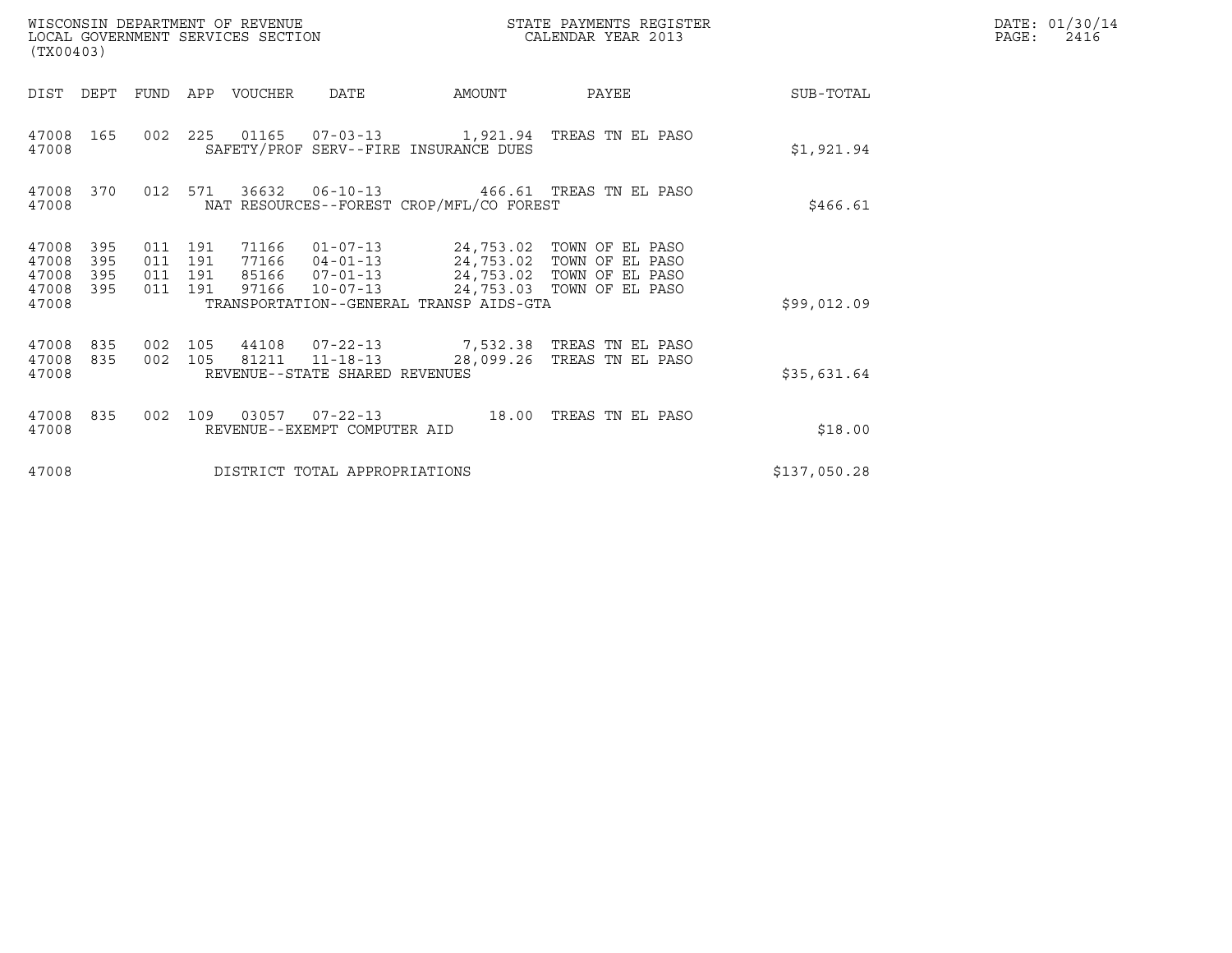WISCONSIN DEPARTMENT OF REVENUE
LOCAL GOVERNMENT SERVICES SECTION
(TX00403)

STATE PAYMENTS REGISTER
CALENDAR YEAR 2013

DATE: 01/30/14
PAGE: 2416

| DIST | DEPT | FUND | APP | VOUCHER | DATE | AMOUNT | PAYEE | SUB-TOTAL |
|---|---|---|---|---|---|---|---|---|
| 47008 | 165 | 002 | 225 | 01165 | 07-03-13 | 1,921.94 | TREAS TN EL PASO | |
| 47008 | | | | SAFETY/PROF SERV--FIRE INSURANCE DUES | | | | $1,921.94 |
| 47008 | 370 | 012 | 571 | 36632 | 06-10-13 | 466.61 | TREAS TN EL PASO | |
| 47008 | | | | NAT RESOURCES--FOREST CROP/MFL/CO FOREST | | | | $466.61 |
| 47008 | 395 | 011 | 191 | 71166 | 01-07-13 | 24,753.02 | TOWN OF EL PASO | |
| 47008 | 395 | 011 | 191 | 77166 | 04-01-13 | 24,753.02 | TOWN OF EL PASO | |
| 47008 | 395 | 011 | 191 | 85166 | 07-01-13 | 24,753.02 | TOWN OF EL PASO | |
| 47008 | 395 | 011 | 191 | 97166 | 10-07-13 | 24,753.03 | TOWN OF EL PASO | |
| 47008 | | | | TRANSPORTATION--GENERAL TRANSP AIDS-GTA | | | | $99,012.09 |
| 47008 | 835 | 002 | 105 | 44108 | 07-22-13 | 7,532.38 | TREAS TN EL PASO | |
| 47008 | 835 | 002 | 105 | 81211 | 11-18-13 | 28,099.26 | TREAS TN EL PASO | |
| 47008 | | | | REVENUE--STATE SHARED REVENUES | | | | $35,631.64 |
| 47008 | 835 | 002 | 109 | 03057 | 07-22-13 | 18.00 | TREAS TN EL PASO | |
| 47008 | | | | REVENUE--EXEMPT COMPUTER AID | | | | $18.00 |
| 47008 | | | | DISTRICT TOTAL APPROPRIATIONS | | | | $137,050.28 |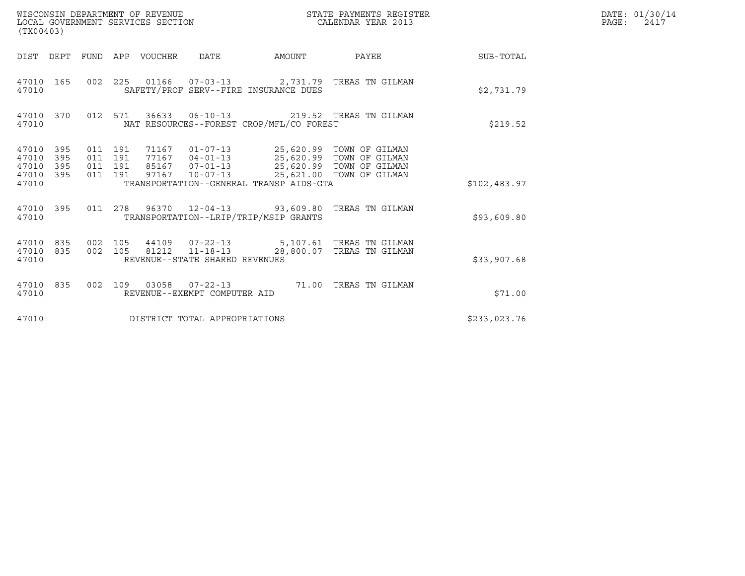WISCONSIN DEPARTMENT OF REVENUE
LOCAL GOVERNMENT SERVICES SECTION
(TX00403)

STATE PAYMENTS REGISTER
CALENDAR YEAR 2013

DATE: 01/30/14
PAGE: 2417

| DIST | DEPT | FUND | APP | VOUCHER | DATE | AMOUNT | PAYEE | SUB-TOTAL |
|---|---|---|---|---|---|---|---|---|
| 47010 | 165 | 002 | 225 | 01166 | 07-03-13 | 2,731.79 | TREAS TN GILMAN | |
| 47010 | | | | SAFETY/PROF SERV--FIRE INSURANCE DUES | | | | $2,731.79 |
| 47010 | 370 | 012 | 571 | 36633 | 06-10-13 | 219.52 | TREAS TN GILMAN | |
| 47010 | | | | NAT RESOURCES--FOREST CROP/MFL/CO FOREST | | | | $219.52 |
| 47010 | 395 | 011 | 191 | 71167 | 01-07-13 | 25,620.99 | TOWN OF GILMAN | |
| 47010 | 395 | 011 | 191 | 77167 | 04-01-13 | 25,620.99 | TOWN OF GILMAN | |
| 47010 | 395 | 011 | 191 | 85167 | 07-01-13 | 25,620.99 | TOWN OF GILMAN | |
| 47010 | 395 | 011 | 191 | 97167 | 10-07-13 | 25,621.00 | TOWN OF GILMAN | |
| 47010 | | | | TRANSPORTATION--GENERAL TRANSP AIDS-GTA | | | | $102,483.97 |
| 47010 | 395 | 011 | 278 | 96370 | 12-04-13 | 93,609.80 | TREAS TN GILMAN | |
| 47010 | | | | TRANSPORTATION--LRIP/TRIP/MSIP GRANTS | | | | $93,609.80 |
| 47010 | 835 | 002 | 105 | 44109 | 07-22-13 | 5,107.61 | TREAS TN GILMAN | |
| 47010 | 835 | 002 | 105 | 81212 | 11-18-13 | 28,800.07 | TREAS TN GILMAN | |
| 47010 | | | | REVENUE--STATE SHARED REVENUES | | | | $33,907.68 |
| 47010 | 835 | 002 | 109 | 03058 | 07-22-13 | 71.00 | TREAS TN GILMAN | |
| 47010 | | | | REVENUE--EXEMPT COMPUTER AID | | | | $71.00 |
| 47010 | | | | DISTRICT TOTAL APPROPRIATIONS | | | | $233,023.76 |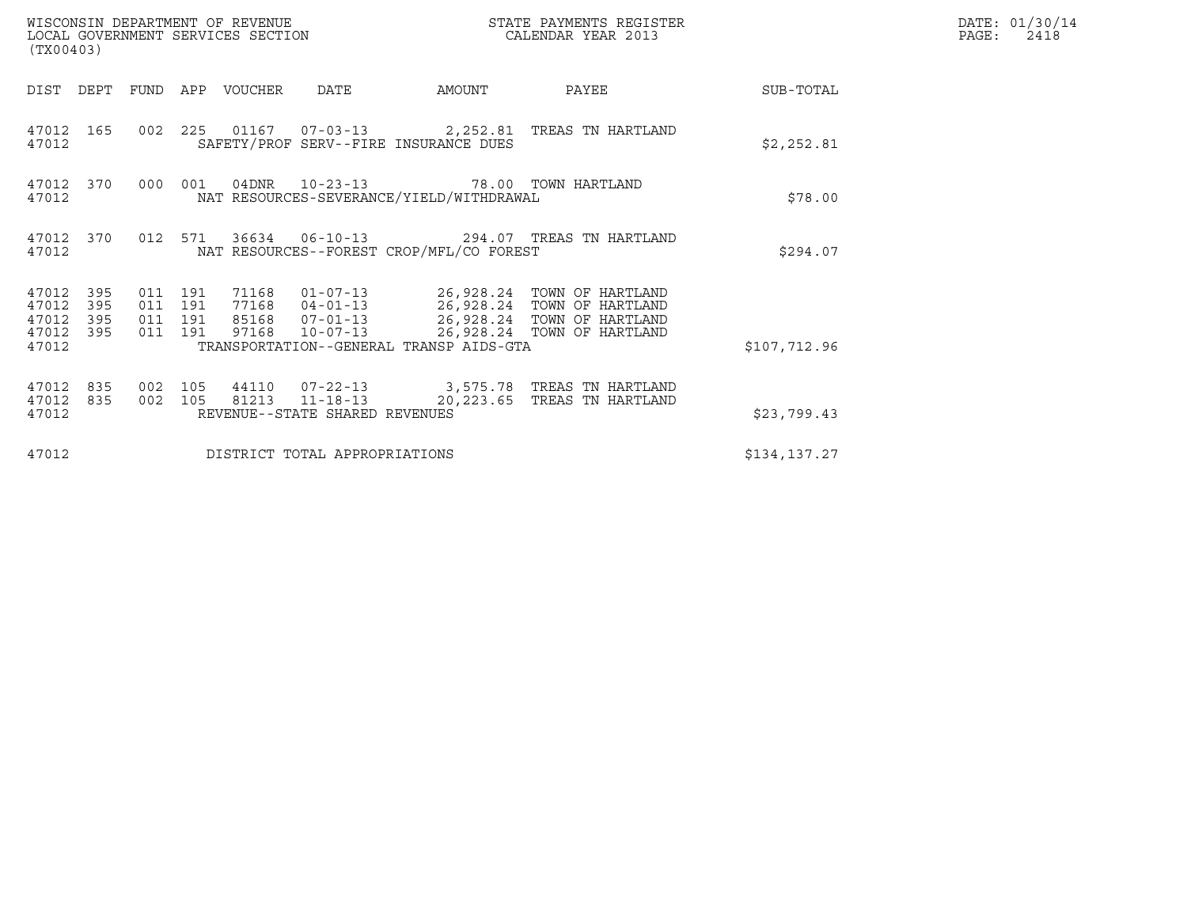WISCONSIN DEPARTMENT OF REVENUE
LOCAL GOVERNMENT SERVICES SECTION
(TX00403)

STATE PAYMENTS REGISTER
CALENDAR YEAR 2013

DATE: 01/30/14
PAGE: 2418

| DIST | DEPT | FUND | APP | VOUCHER | DATE | AMOUNT | PAYEE | SUB-TOTAL |
|---|---|---|---|---|---|---|---|---|
| 47012 | 165 | 002 | 225 | 01167 | 07-03-13 | 2,252.81 | TREAS TN HARTLAND | |
| 47012 | | | | SAFETY/PROF SERV--FIRE INSURANCE DUES | | | | $2,252.81 |
| 47012 | 370 | 000 | 001 | 04DNR | 10-23-13 | 78.00 | TOWN HARTLAND | |
| 47012 | | | | NAT RESOURCES-SEVERANCE/YIELD/WITHDRAWAL | | | | $78.00 |
| 47012 | 370 | 012 | 571 | 36634 | 06-10-13 | 294.07 | TREAS TN HARTLAND | |
| 47012 | | | | NAT RESOURCES--FOREST CROP/MFL/CO FOREST | | | | $294.07 |
| 47012 | 395 | 011 | 191 | 71168 | 01-07-13 | 26,928.24 | TOWN OF HARTLAND | |
| 47012 | 395 | 011 | 191 | 77168 | 04-01-13 | 26,928.24 | TOWN OF HARTLAND | |
| 47012 | 395 | 011 | 191 | 85168 | 07-01-13 | 26,928.24 | TOWN OF HARTLAND | |
| 47012 | 395 | 011 | 191 | 97168 | 10-07-13 | 26,928.24 | TOWN OF HARTLAND | |
| 47012 | | | | TRANSPORTATION--GENERAL TRANSP AIDS-GTA | | | | $107,712.96 |
| 47012 | 835 | 002 | 105 | 44110 | 07-22-13 | 3,575.78 | TREAS TN HARTLAND | |
| 47012 | 835 | 002 | 105 | 81213 | 11-18-13 | 20,223.65 | TREAS TN HARTLAND | |
| 47012 | | | | REVENUE--STATE SHARED REVENUES | | | | $23,799.43 |
| 47012 | | | | DISTRICT TOTAL APPROPRIATIONS | | | | $134,137.27 |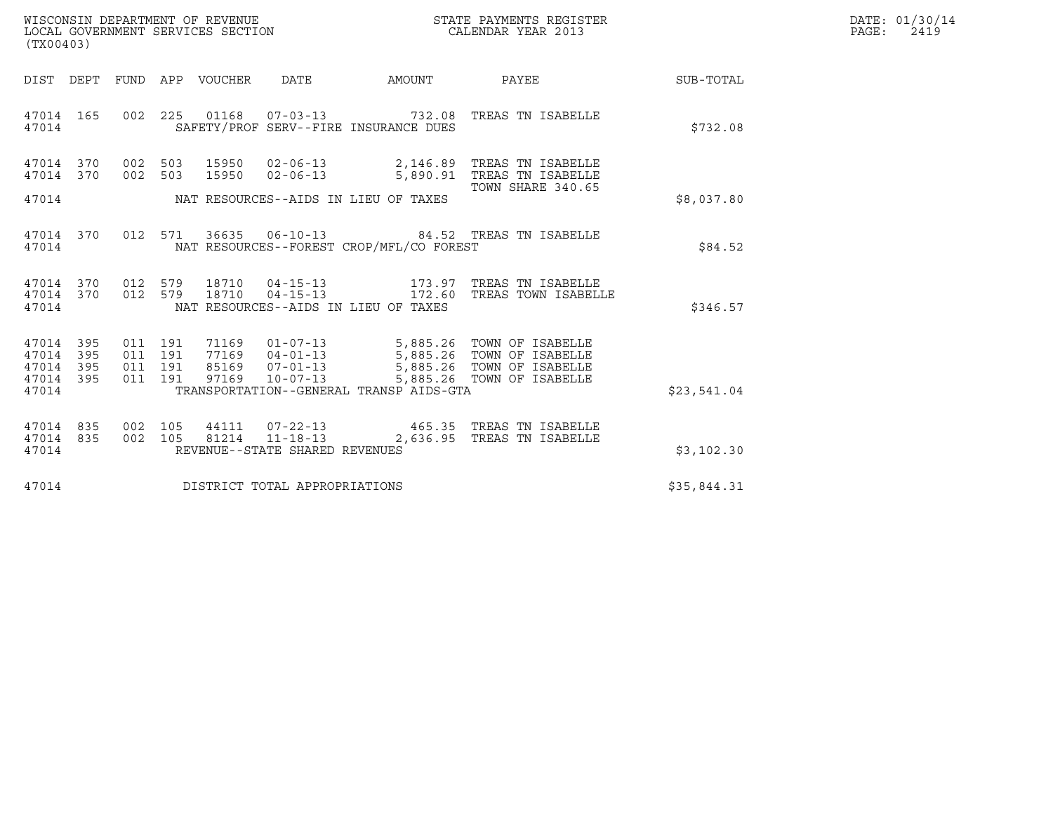WISCONSIN DEPARTMENT OF REVENUE
LOCAL GOVERNMENT SERVICES SECTION
(TX00403)

STATE PAYMENTS REGISTER
CALENDAR YEAR 2013

DATE: 01/30/14

| DIST | DEPT | FUND | APP | VOUCHER | DATE | AMOUNT | PAYEE | SUB-TOTAL |
|---|---|---|---|---|---|---|---|---|
| 47014 | 165 | 002 | 225 | 01168 | 07-03-13 | 732.08 | TREAS TN ISABELLE | |
| 47014 | | | | SAFETY/PROF SERV--FIRE INSURANCE DUES | | | | $732.08 |
| 47014 | 370 | 002 | 503 | 15950 | 02-06-13 | 2,146.89 | TREAS TN ISABELLE | |
| 47014 | 370 | 002 | 503 | 15950 | 02-06-13 | 5,890.91 | TREAS TN ISABELLE TOWN SHARE 340.65 | |
| 47014 | | | | NAT RESOURCES--AIDS IN LIEU OF TAXES | | | | $8,037.80 |
| 47014 | 370 | 012 | 571 | 36635 | 06-10-13 | 84.52 | TREAS TN ISABELLE | |
| 47014 | | | | NAT RESOURCES--FOREST CROP/MFL/CO FOREST | | | | $84.52 |
| 47014 | 370 | 012 | 579 | 18710 | 04-15-13 | 173.97 | TREAS TN ISABELLE | |
| 47014 | 370 | 012 | 579 | 18710 | 04-15-13 | 172.60 | TREAS TOWN ISABELLE | |
| 47014 | | | | NAT RESOURCES--AIDS IN LIEU OF TAXES | | | | $346.57 |
| 47014 | 395 | 011 | 191 | 71169 | 01-07-13 | 5,885.26 | TOWN OF ISABELLE | |
| 47014 | 395 | 011 | 191 | 77169 | 04-01-13 | 5,885.26 | TOWN OF ISABELLE | |
| 47014 | 395 | 011 | 191 | 85169 | 07-01-13 | 5,885.26 | TOWN OF ISABELLE | |
| 47014 | 395 | 011 | 191 | 97169 | 10-07-13 | 5,885.26 | TOWN OF ISABELLE | |
| 47014 | | | | TRANSPORTATION--GENERAL TRANSP AIDS-GTA | | | | $23,541.04 |
| 47014 | 835 | 002 | 105 | 44111 | 07-22-13 | 465.35 | TREAS TN ISABELLE | |
| 47014 | 835 | 002 | 105 | 81214 | 11-18-13 | 2,636.95 | TREAS TN ISABELLE | |
| 47014 | | | | REVENUE--STATE SHARED REVENUES | | | | $3,102.30 |
| 47014 | | | | DISTRICT TOTAL APPROPRIATIONS | | | | $35,844.31 |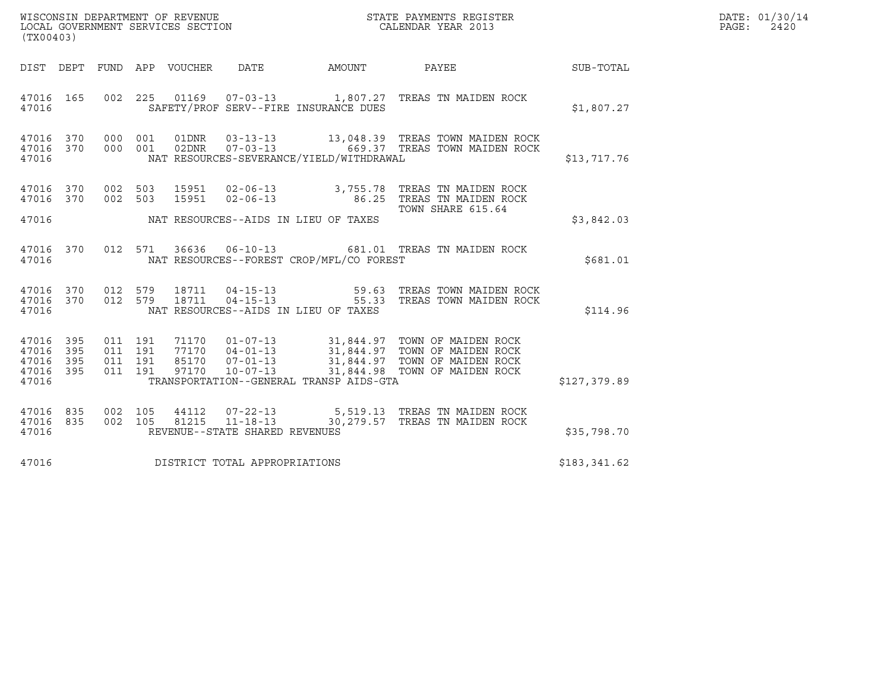WISCONSIN DEPARTMENT OF REVENUE
LOCAL GOVERNMENT SERVICES SECTION
(TX00403)

STATE PAYMENTS REGISTER
CALENDAR YEAR 2013

| DIST | DEPT | FUND | APP | VOUCHER | DATE | AMOUNT | PAYEE | SUB-TOTAL |
|---|---|---|---|---|---|---|---|---|
| 47016 | 165 | 002 | 225 | 01169 | 07-03-13 | 1,807.27 | TREAS TN MAIDEN ROCK | |
| 47016 | | | | | SAFETY/PROF SERV--FIRE INSURANCE DUES | | | $1,807.27 |
| 47016 | 370 | 000 | 001 | 01DNR | 03-13-13 | 13,048.39 | TREAS TOWN MAIDEN ROCK | |
| 47016 | 370 | 000 | 001 | 02DNR | 07-03-13 | 669.37 | TREAS TOWN MAIDEN ROCK | |
| 47016 | | | | | NAT RESOURCES-SEVERANCE/YIELD/WITHDRAWAL | | | $13,717.76 |
| 47016 | 370 | 002 | 503 | 15951 | 02-06-13 | 3,755.78 | TREAS TN MAIDEN ROCK | |
| 47016 | 370 | 002 | 503 | 15951 | 02-06-13 | 86.25 | TREAS TN MAIDEN ROCK TOWN SHARE 615.64 | |
| 47016 | | | | | NAT RESOURCES--AIDS IN LIEU OF TAXES | | | $3,842.03 |
| 47016 | 370 | 012 | 571 | 36636 | 06-10-13 | 681.01 | TREAS TN MAIDEN ROCK | |
| 47016 | | | | | NAT RESOURCES--FOREST CROP/MFL/CO FOREST | | | $681.01 |
| 47016 | 370 | 012 | 579 | 18711 | 04-15-13 | 59.63 | TREAS TOWN MAIDEN ROCK | |
| 47016 | 370 | 012 | 579 | 18711 | 04-15-13 | 55.33 | TREAS TOWN MAIDEN ROCK | |
| 47016 | | | | | NAT RESOURCES--AIDS IN LIEU OF TAXES | | | $114.96 |
| 47016 | 395 | 011 | 191 | 71170 | 01-07-13 | 31,844.97 | TOWN OF MAIDEN ROCK | |
| 47016 | 395 | 011 | 191 | 77170 | 04-01-13 | 31,844.97 | TOWN OF MAIDEN ROCK | |
| 47016 | 395 | 011 | 191 | 85170 | 07-01-13 | 31,844.97 | TOWN OF MAIDEN ROCK | |
| 47016 | 395 | 011 | 191 | 97170 | 10-07-13 | 31,844.98 | TOWN OF MAIDEN ROCK | |
| 47016 | | | | | TRANSPORTATION--GENERAL TRANSP AIDS-GTA | | | $127,379.89 |
| 47016 | 835 | 002 | 105 | 44112 | 07-22-13 | 5,519.13 | TREAS TN MAIDEN ROCK | |
| 47016 | 835 | 002 | 105 | 81215 | 11-18-13 | 30,279.57 | TREAS TN MAIDEN ROCK | |
| 47016 | | | | | REVENUE--STATE SHARED REVENUES | | | $35,798.70 |
| 47016 | | | | | DISTRICT TOTAL APPROPRIATIONS | | | $183,341.62 |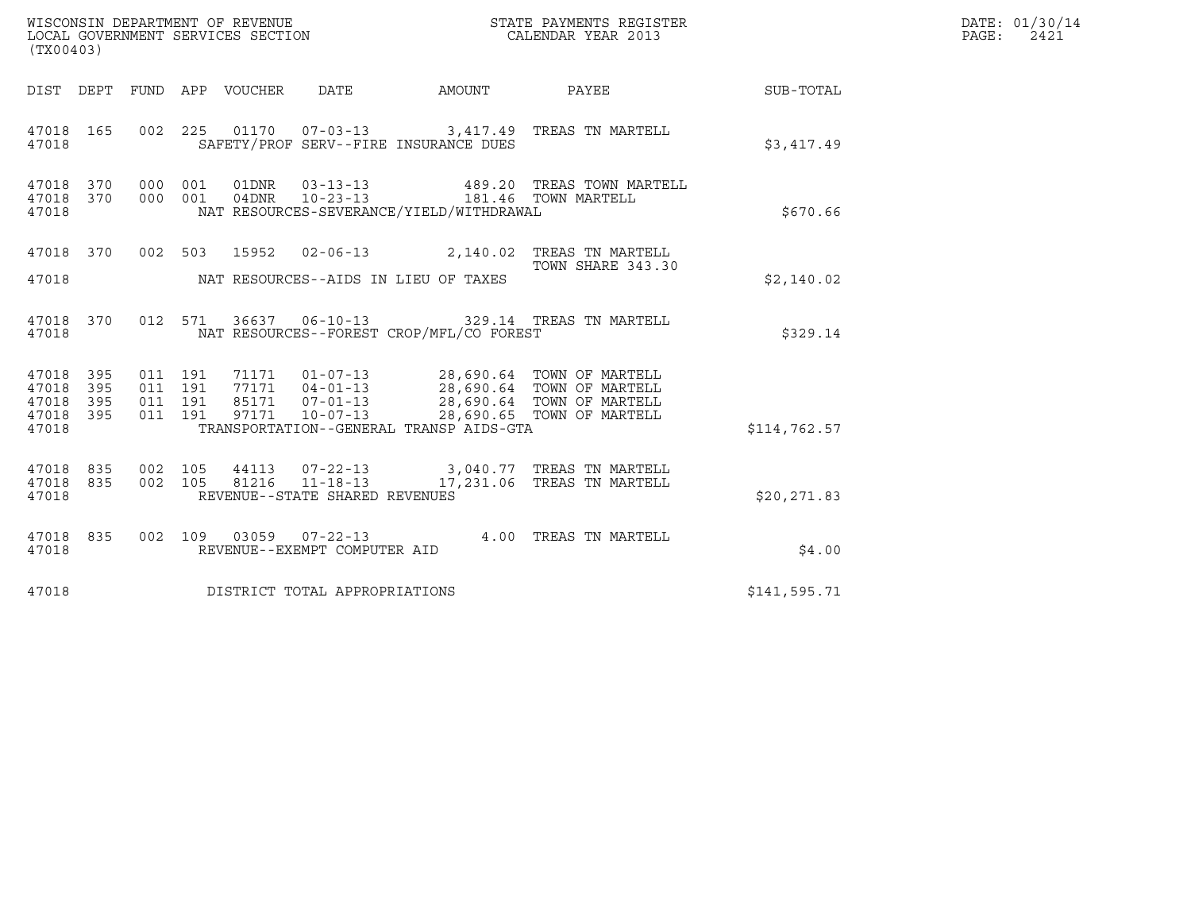WISCONSIN DEPARTMENT OF REVENUE
LOCAL GOVERNMENT SERVICES SECTION
(TX00403)

STATE PAYMENTS REGISTER
CALENDAR YEAR 2013

DATE: 01/30/14
PAGE: 2421

| DIST | DEPT | FUND | APP | VOUCHER | DATE | AMOUNT | PAYEE | SUB-TOTAL |
|---|---|---|---|---|---|---|---|---|
| 47018 | 165 | 002 | 225 | 01170 | 07-03-13 | 3,417.49 | TREAS TN MARTELL | |
| 47018 | | | | SAFETY/PROF SERV--FIRE INSURANCE DUES | | | | $3,417.49 |
| 47018 | 370 | 000 | 001 | 01DNR | 03-13-13 | 489.20 | TREAS TOWN MARTELL | |
| 47018 | 370 | 000 | 001 | 04DNR | 10-23-13 | 181.46 | TOWN MARTELL | |
| 47018 | | | | NAT RESOURCES-SEVERANCE/YIELD/WITHDRAWAL | | | | $670.66 |
| 47018 | 370 | 002 | 503 | 15952 | 02-06-13 | 2,140.02 | TREAS TN MARTELL TOWN SHARE 343.30 | |
| 47018 | | | | NAT RESOURCES--AIDS IN LIEU OF TAXES | | | | $2,140.02 |
| 47018 | 370 | 012 | 571 | 36637 | 06-10-13 | 329.14 | TREAS TN MARTELL | |
| 47018 | | | | NAT RESOURCES--FOREST CROP/MFL/CO FOREST | | | | $329.14 |
| 47018 | 395 | 011 | 191 | 71171 | 01-07-13 | 28,690.64 | TOWN OF MARTELL | |
| 47018 | 395 | 011 | 191 | 77171 | 04-01-13 | 28,690.64 | TOWN OF MARTELL | |
| 47018 | 395 | 011 | 191 | 85171 | 07-01-13 | 28,690.64 | TOWN OF MARTELL | |
| 47018 | 395 | 011 | 191 | 97171 | 10-07-13 | 28,690.65 | TOWN OF MARTELL | |
| 47018 | | | | TRANSPORTATION--GENERAL TRANSP AIDS-GTA | | | | $114,762.57 |
| 47018 | 835 | 002 | 105 | 44113 | 07-22-13 | 3,040.77 | TREAS TN MARTELL | |
| 47018 | 835 | 002 | 105 | 81216 | 11-18-13 | 17,231.06 | TREAS TN MARTELL | |
| 47018 | | | | REVENUE--STATE SHARED REVENUES | | | | $20,271.83 |
| 47018 | 835 | 002 | 109 | 03059 | 07-22-13 | 4.00 | TREAS TN MARTELL | |
| 47018 | | | | REVENUE--EXEMPT COMPUTER AID | | | | $4.00 |
| 47018 | | | | DISTRICT TOTAL APPROPRIATIONS | | | | $141,595.71 |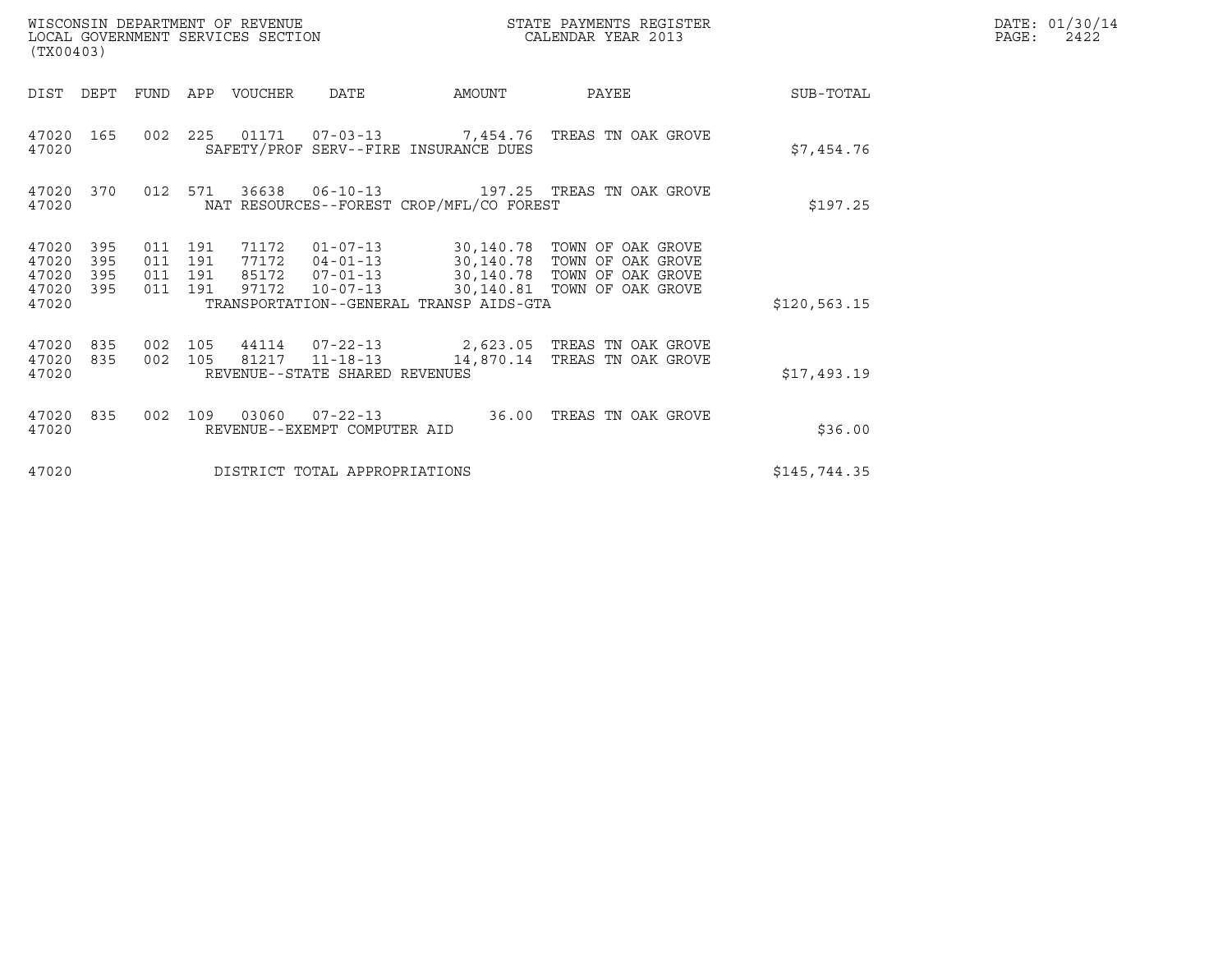WISCONSIN DEPARTMENT OF REVENUE
LOCAL GOVERNMENT SERVICES SECTION
(TX00403)

STATE PAYMENTS REGISTER
CALENDAR YEAR 2013

DATE: 01/30/14

| DIST | DEPT | FUND | APP | VOUCHER | DATE | AMOUNT | PAYEE | SUB-TOTAL |
|---|---|---|---|---|---|---|---|---|
| 47020 | 165 | 002 | 225 | 01171 | 07-03-13 | 7,454.76 | TREAS TN OAK GROVE | |
| 47020 | | | | SAFETY/PROF SERV--FIRE INSURANCE DUES | | | | $7,454.76 |
| 47020 | 370 | 012 | 571 | 36638 | 06-10-13 | 197.25 | TREAS TN OAK GROVE | |
| 47020 | | | | NAT RESOURCES--FOREST CROP/MFL/CO FOREST | | | | $197.25 |
| 47020 | 395 | 011 | 191 | 71172 | 01-07-13 | 30,140.78 | TOWN OF OAK GROVE | |
| 47020 | 395 | 011 | 191 | 77172 | 04-01-13 | 30,140.78 | TOWN OF OAK GROVE | |
| 47020 | 395 | 011 | 191 | 85172 | 07-01-13 | 30,140.78 | TOWN OF OAK GROVE | |
| 47020 | 395 | 011 | 191 | 97172 | 10-07-13 | 30,140.81 | TOWN OF OAK GROVE | |
| 47020 | | | | TRANSPORTATION--GENERAL TRANSP AIDS-GTA | | | | $120,563.15 |
| 47020 | 835 | 002 | 105 | 44114 | 07-22-13 | 2,623.05 | TREAS TN OAK GROVE | |
| 47020 | 835 | 002 | 105 | 81217 | 11-18-13 | 14,870.14 | TREAS TN OAK GROVE | |
| 47020 | | | | REVENUE--STATE SHARED REVENUES | | | | $17,493.19 |
| 47020 | 835 | 002 | 109 | 03060 | 07-22-13 | 36.00 | TREAS TN OAK GROVE | |
| 47020 | | | | REVENUE--EXEMPT COMPUTER AID | | | | $36.00 |
| 47020 | | | | DISTRICT TOTAL APPROPRIATIONS | | | | $145,744.35 |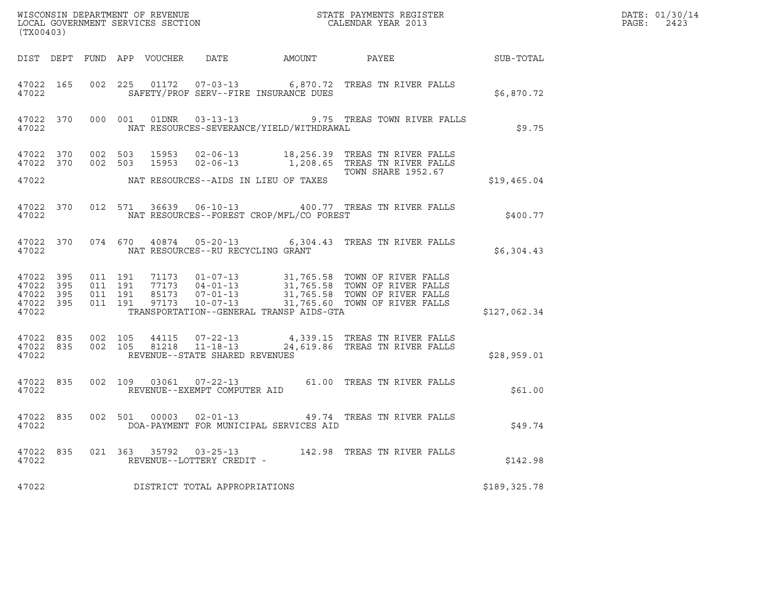WISCONSIN DEPARTMENT OF REVENUE
LOCAL GOVERNMENT SERVICES SECTION
(TX00403)

STATE PAYMENTS REGISTER
CALENDAR YEAR 2013

DATE: 01/30/14

| DIST | DEPT | FUND | APP | VOUCHER | DATE | AMOUNT | PAYEE | SUB-TOTAL |
|---|---|---|---|---|---|---|---|---|
| 47022 | 165 | 002 | 225 | 01172 | 07-03-13 | 6,870.72 | TREAS TN RIVER FALLS | |
| 47022 | | | | | SAFETY/PROF SERV--FIRE INSURANCE DUES | | | $6,870.72 |
| 47022 | 370 | 000 | 001 | 01DNR | 03-13-13 | 9.75 | TREAS TOWN RIVER FALLS | |
| 47022 | | | | | NAT RESOURCES-SEVERANCE/YIELD/WITHDRAWAL | | | $9.75 |
| 47022 | 370 | 002 | 503 | 15953 | 02-06-13 | 18,256.39 | TREAS TN RIVER FALLS | |
| 47022 | 370 | 002 | 503 | 15953 | 02-06-13 | 1,208.65 | TREAS TN RIVER FALLS | |
| | | | | | | | TOWN SHARE 1952.67 | |
| 47022 | | | | | NAT RESOURCES--AIDS IN LIEU OF TAXES | | | $19,465.04 |
| 47022 | 370 | 012 | 571 | 36639 | 06-10-13 | 400.77 | TREAS TN RIVER FALLS | |
| 47022 | | | | | NAT RESOURCES--FOREST CROP/MFL/CO FOREST | | | $400.77 |
| 47022 | 370 | 074 | 670 | 40874 | 05-20-13 | 6,304.43 | TREAS TN RIVER FALLS | |
| 47022 | | | | | NAT RESOURCES--RU RECYCLING GRANT | | | $6,304.43 |
| 47022 | 395 | 011 | 191 | 71173 | 01-07-13 | 31,765.58 | TOWN OF RIVER FALLS | |
| 47022 | 395 | 011 | 191 | 77173 | 04-01-13 | 31,765.58 | TOWN OF RIVER FALLS | |
| 47022 | 395 | 011 | 191 | 85173 | 07-01-13 | 31,765.58 | TOWN OF RIVER FALLS | |
| 47022 | 395 | 011 | 191 | 97173 | 10-07-13 | 31,765.60 | TOWN OF RIVER FALLS | |
| 47022 | | | | | TRANSPORTATION--GENERAL TRANSP AIDS-GTA | | | $127,062.34 |
| 47022 | 835 | 002 | 105 | 44115 | 07-22-13 | 4,339.15 | TREAS TN RIVER FALLS | |
| 47022 | 835 | 002 | 105 | 81218 | 11-18-13 | 24,619.86 | TREAS TN RIVER FALLS | |
| 47022 | | | | | REVENUE--STATE SHARED REVENUES | | | $28,959.01 |
| 47022 | 835 | 002 | 109 | 03061 | 07-22-13 | 61.00 | TREAS TN RIVER FALLS | |
| 47022 | | | | | REVENUE--EXEMPT COMPUTER AID | | | $61.00 |
| 47022 | 835 | 002 | 501 | 00003 | 02-01-13 | 49.74 | TREAS TN RIVER FALLS | |
| 47022 | | | | | DOA-PAYMENT FOR MUNICIPAL SERVICES AID | | | $49.74 |
| 47022 | 835 | 021 | 363 | 35792 | 03-25-13 | 142.98 | TREAS TN RIVER FALLS | |
| 47022 | | | | | REVENUE--LOTTERY CREDIT - | | | $142.98 |
| 47022 | | | | | DISTRICT TOTAL APPROPRIATIONS | | | $189,325.78 |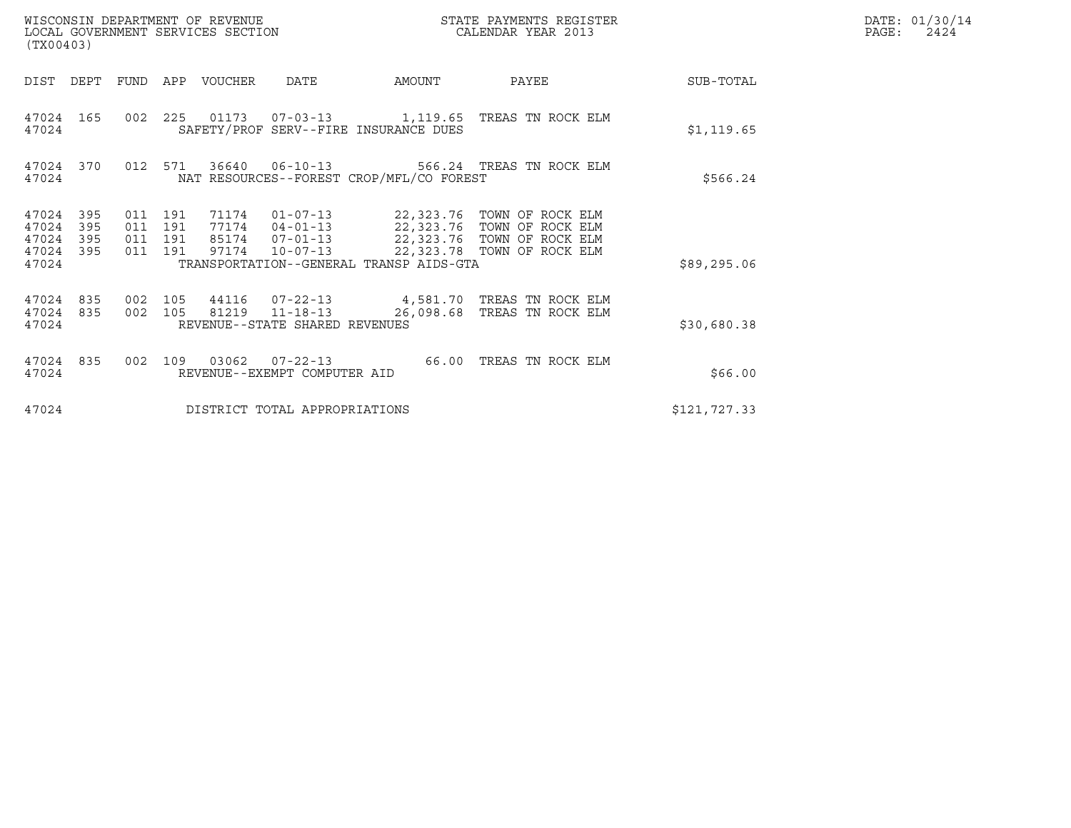WISCONSIN DEPARTMENT OF REVENUE
LOCAL GOVERNMENT SERVICES SECTION
(TX00403)

STATE PAYMENTS REGISTER
CALENDAR YEAR 2013

DATE: 01/30/14
PAGE: 2424

| DIST | DEPT | FUND | APP | VOUCHER | DATE | AMOUNT | PAYEE | SUB-TOTAL |
|---|---|---|---|---|---|---|---|---|
| 47024 | 165 | 002 | 225 | 01173 | 07-03-13 | 1,119.65 | TREAS TN ROCK ELM | |
| 47024 | | | | SAFETY/PROF SERV--FIRE INSURANCE DUES | | | | $1,119.65 |
| 47024 | 370 | 012 | 571 | 36640 | 06-10-13 | 566.24 | TREAS TN ROCK ELM | |
| 47024 | | | | NAT RESOURCES--FOREST CROP/MFL/CO FOREST | | | | $566.24 |
| 47024 | 395 | 011 | 191 | 71174 | 01-07-13 | 22,323.76 | TOWN OF ROCK ELM | |
| 47024 | 395 | 011 | 191 | 77174 | 04-01-13 | 22,323.76 | TOWN OF ROCK ELM | |
| 47024 | 395 | 011 | 191 | 85174 | 07-01-13 | 22,323.76 | TOWN OF ROCK ELM | |
| 47024 | 395 | 011 | 191 | 97174 | 10-07-13 | 22,323.78 | TOWN OF ROCK ELM | |
| 47024 | | | | TRANSPORTATION--GENERAL TRANSP AIDS-GTA | | | | $89,295.06 |
| 47024 | 835 | 002 | 105 | 44116 | 07-22-13 | 4,581.70 | TREAS TN ROCK ELM | |
| 47024 | 835 | 002 | 105 | 81219 | 11-18-13 | 26,098.68 | TREAS TN ROCK ELM | |
| 47024 | | | | REVENUE--STATE SHARED REVENUES | | | | $30,680.38 |
| 47024 | 835 | 002 | 109 | 03062 | 07-22-13 | 66.00 | TREAS TN ROCK ELM | |
| 47024 | | | | REVENUE--EXEMPT COMPUTER AID | | | | $66.00 |
| 47024 | | | | DISTRICT TOTAL APPROPRIATIONS | | | | $121,727.33 |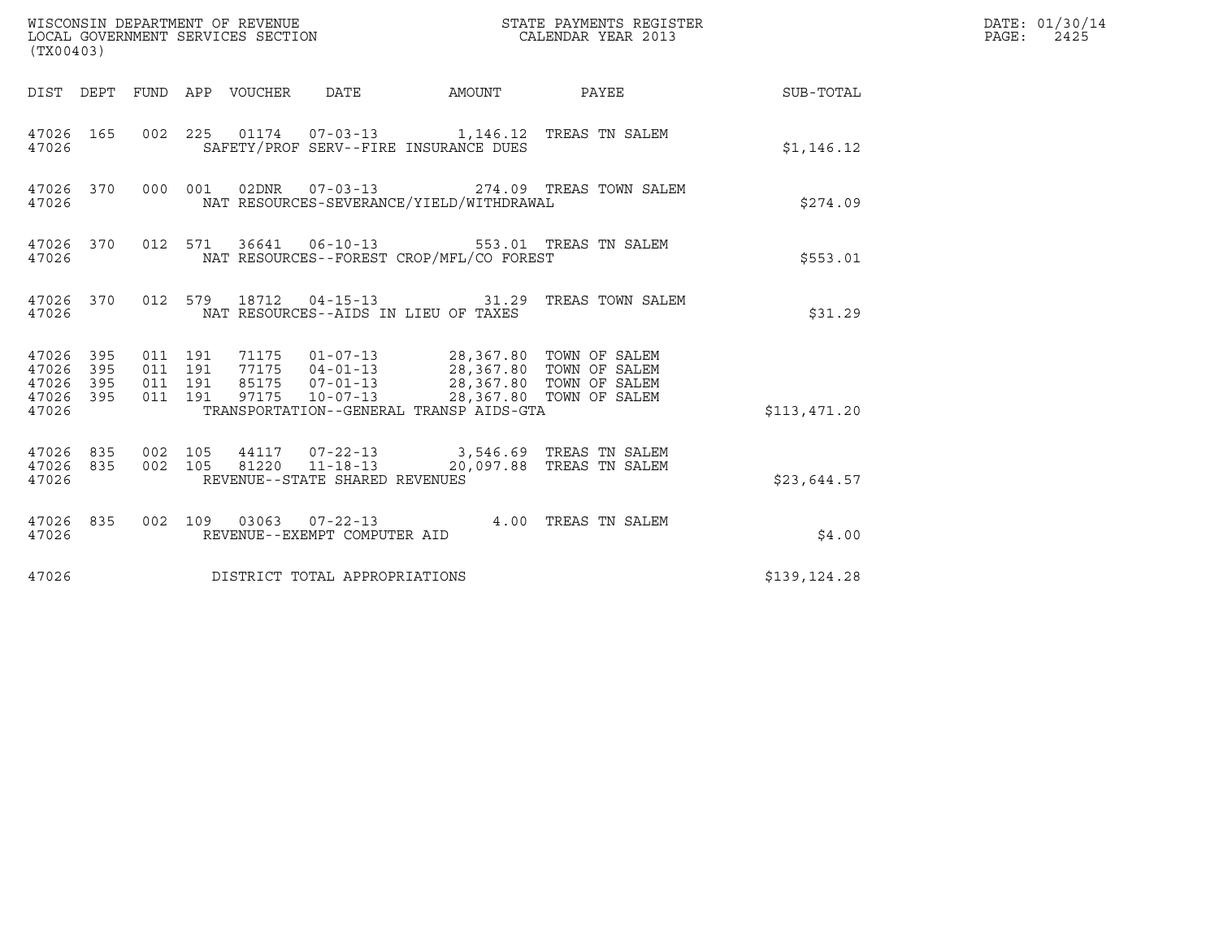WISCONSIN DEPARTMENT OF REVENUE
LOCAL GOVERNMENT SERVICES SECTION
(TX00403)

STATE PAYMENTS REGISTER
CALENDAR YEAR 2013

DATE: 01/30/14
PAGE: 2425

| DIST | DEPT | FUND | APP | VOUCHER | DATE | AMOUNT | PAYEE | SUB-TOTAL |
|---|---|---|---|---|---|---|---|---|
| 47026 | 165 | 002 | 225 | 01174 | 07-03-13 | 1,146.12 | TREAS TN SALEM | |
| 47026 | | | | SAFETY/PROF SERV--FIRE INSURANCE DUES | | | | $1,146.12 |
| 47026 | 370 | 000 | 001 | 02DNR | 07-03-13 | 274.09 | TREAS TOWN SALEM | |
| 47026 | | | | NAT RESOURCES-SEVERANCE/YIELD/WITHDRAWAL | | | | $274.09 |
| 47026 | 370 | 012 | 571 | 36641 | 06-10-13 | 553.01 | TREAS TN SALEM | |
| 47026 | | | | NAT RESOURCES--FOREST CROP/MFL/CO FOREST | | | | $553.01 |
| 47026 | 370 | 012 | 579 | 18712 | 04-15-13 | 31.29 | TREAS TOWN SALEM | |
| 47026 | | | | NAT RESOURCES--AIDS IN LIEU OF TAXES | | | | $31.29 |
| 47026 | 395 | 011 | 191 | 71175 | 01-07-13 | 28,367.80 | TOWN OF SALEM | |
| 47026 | 395 | 011 | 191 | 77175 | 04-01-13 | 28,367.80 | TOWN OF SALEM | |
| 47026 | 395 | 011 | 191 | 85175 | 07-01-13 | 28,367.80 | TOWN OF SALEM | |
| 47026 | 395 | 011 | 191 | 97175 | 10-07-13 | 28,367.80 | TOWN OF SALEM | |
| 47026 | | | | TRANSPORTATION--GENERAL TRANSP AIDS-GTA | | | | $113,471.20 |
| 47026 | 835 | 002 | 105 | 44117 | 07-22-13 | 3,546.69 | TREAS TN SALEM | |
| 47026 | 835 | 002 | 105 | 81220 | 11-18-13 | 20,097.88 | TREAS TN SALEM | |
| 47026 | | | | REVENUE--STATE SHARED REVENUES | | | | $23,644.57 |
| 47026 | 835 | 002 | 109 | 03063 | 07-22-13 | 4.00 | TREAS TN SALEM | |
| 47026 | | | | REVENUE--EXEMPT COMPUTER AID | | | | $4.00 |
| 47026 | | | | DISTRICT TOTAL APPROPRIATIONS | | | | $139,124.28 |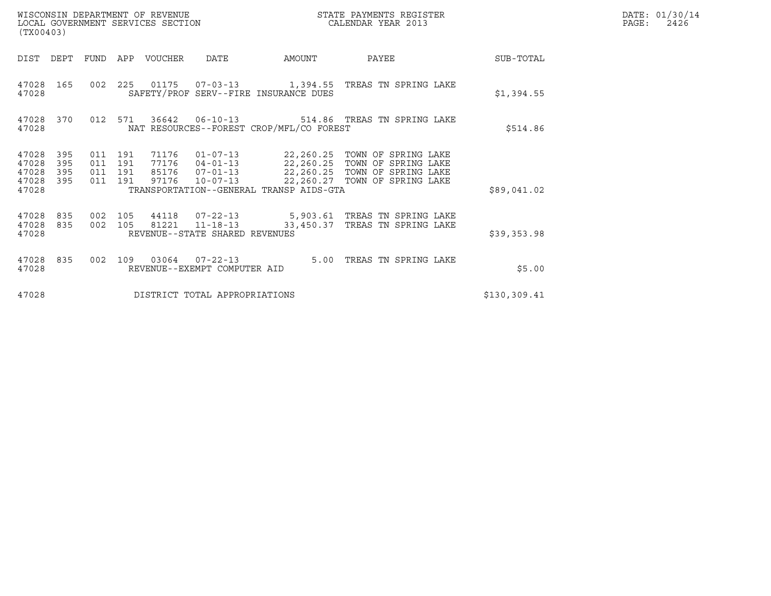WISCONSIN DEPARTMENT OF REVENUE
LOCAL GOVERNMENT SERVICES SECTION
(TX00403)

STATE PAYMENTS REGISTER
CALENDAR YEAR 2013

DATE: 01/30/14
PAGE: 2426

| DIST | DEPT | FUND | APP | VOUCHER | DATE | AMOUNT | PAYEE | SUB-TOTAL |
|---|---|---|---|---|---|---|---|---|
| 47028 | 165 | 002 | 225 | 01175 | 07-03-13 | 1,394.55 | TREAS TN SPRING LAKE | |
| 47028 | | | | SAFETY/PROF SERV--FIRE INSURANCE DUES | | | | $1,394.55 |
| 47028 | 370 | 012 | 571 | 36642 | 06-10-13 | 514.86 | TREAS TN SPRING LAKE | |
| 47028 | | | | NAT RESOURCES--FOREST CROP/MFL/CO FOREST | | | | $514.86 |
| 47028 | 395 | 011 | 191 | 71176 | 01-07-13 | 22,260.25 | TOWN OF SPRING LAKE | |
| 47028 | 395 | 011 | 191 | 77176 | 04-01-13 | 22,260.25 | TOWN OF SPRING LAKE | |
| 47028 | 395 | 011 | 191 | 85176 | 07-01-13 | 22,260.25 | TOWN OF SPRING LAKE | |
| 47028 | 395 | 011 | 191 | 97176 | 10-07-13 | 22,260.27 | TOWN OF SPRING LAKE | |
| 47028 | | | | TRANSPORTATION--GENERAL TRANSP AIDS-GTA | | | | $89,041.02 |
| 47028 | 835 | 002 | 105 | 44118 | 07-22-13 | 5,903.61 | TREAS TN SPRING LAKE | |
| 47028 | 835 | 002 | 105 | 81221 | 11-18-13 | 33,450.37 | TREAS TN SPRING LAKE | |
| 47028 | | | | REVENUE--STATE SHARED REVENUES | | | | $39,353.98 |
| 47028 | 835 | 002 | 109 | 03064 | 07-22-13 | 5.00 | TREAS TN SPRING LAKE | |
| 47028 | | | | REVENUE--EXEMPT COMPUTER AID | | | | $5.00 |
| 47028 | | | | DISTRICT TOTAL APPROPRIATIONS | | | | $130,309.41 |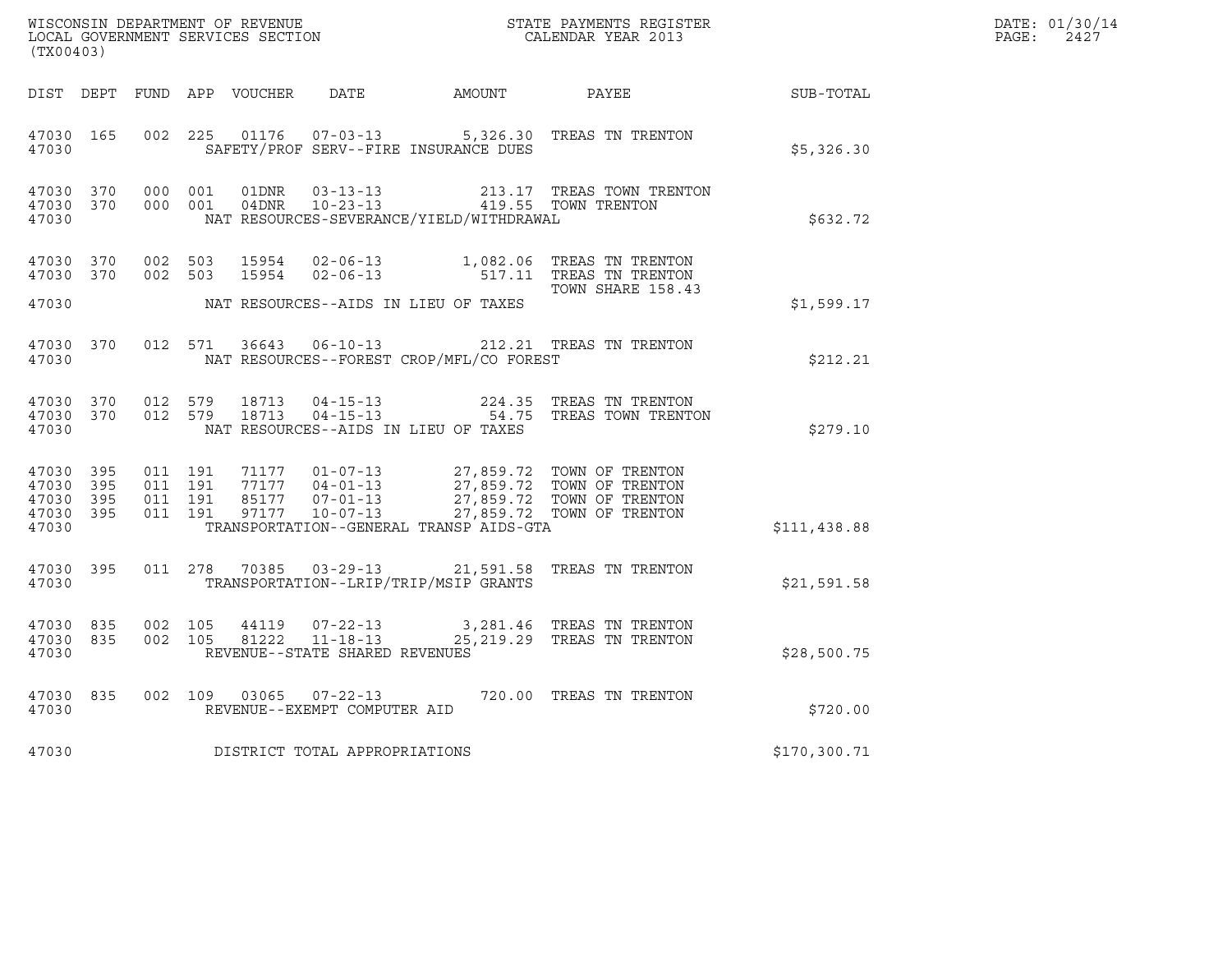WISCONSIN DEPARTMENT OF REVENUE
LOCAL GOVERNMENT SERVICES SECTION
(TX00403)

STATE PAYMENTS REGISTER
CALENDAR YEAR 2013

DATE: 01/30/14
PAGE: 2427

| DIST | DEPT | FUND | APP | VOUCHER | DATE | AMOUNT | PAYEE | SUB-TOTAL |
|---|---|---|---|---|---|---|---|---|
| 47030 | 165 | 002 | 225 | 01176 | 07-03-13 | 5,326.30 | TREAS TN TRENTON | |
| 47030 | | | | SAFETY/PROF SERV--FIRE INSURANCE DUES | | | | $5,326.30 |
| 47030 | 370 | 000 | 001 | 01DNR | 03-13-13 | 213.17 | TREAS TOWN TRENTON | |
| 47030 | 370 | 000 | 001 | 04DNR | 10-23-13 | 419.55 | TOWN TRENTON | |
| 47030 | | | | NAT RESOURCES-SEVERANCE/YIELD/WITHDRAWAL | | | | $632.72 |
| 47030 | 370 | 002 | 503 | 15954 | 02-06-13 | 1,082.06 | TREAS TN TRENTON | |
| 47030 | 370 | 002 | 503 | 15954 | 02-06-13 | 517.11 | TREAS TN TRENTON TOWN SHARE 158.43 | |
| 47030 | | | | NAT RESOURCES--AIDS IN LIEU OF TAXES | | | | $1,599.17 |
| 47030 | 370 | 012 | 571 | 36643 | 06-10-13 | 212.21 | TREAS TN TRENTON | |
| 47030 | | | | NAT RESOURCES--FOREST CROP/MFL/CO FOREST | | | | $212.21 |
| 47030 | 370 | 012 | 579 | 18713 | 04-15-13 | 224.35 | TREAS TN TRENTON | |
| 47030 | 370 | 012 | 579 | 18713 | 04-15-13 | 54.75 | TREAS TOWN TRENTON | |
| 47030 | | | | NAT RESOURCES--AIDS IN LIEU OF TAXES | | | | $279.10 |
| 47030 | 395 | 011 | 191 | 71177 | 01-07-13 | 27,859.72 | TOWN OF TRENTON | |
| 47030 | 395 | 011 | 191 | 77177 | 04-01-13 | 27,859.72 | TOWN OF TRENTON | |
| 47030 | 395 | 011 | 191 | 85177 | 07-01-13 | 27,859.72 | TOWN OF TRENTON | |
| 47030 | 395 | 011 | 191 | 97177 | 10-07-13 | 27,859.72 | TOWN OF TRENTON | |
| 47030 | | | | TRANSPORTATION--GENERAL TRANSP AIDS-GTA | | | | $111,438.88 |
| 47030 | 395 | 011 | 278 | 70385 | 03-29-13 | 21,591.58 | TREAS TN TRENTON | |
| 47030 | | | | TRANSPORTATION--LRIP/TRIP/MSIP GRANTS | | | | $21,591.58 |
| 47030 | 835 | 002 | 105 | 44119 | 07-22-13 | 3,281.46 | TREAS TN TRENTON | |
| 47030 | 835 | 002 | 105 | 81222 | 11-18-13 | 25,219.29 | TREAS TN TRENTON | |
| 47030 | | | | REVENUE--STATE SHARED REVENUES | | | | $28,500.75 |
| 47030 | 835 | 002 | 109 | 03065 | 07-22-13 | 720.00 | TREAS TN TRENTON | |
| 47030 | | | | REVENUE--EXEMPT COMPUTER AID | | | | $720.00 |
| 47030 | | | | DISTRICT TOTAL APPROPRIATIONS | | | | $170,300.71 |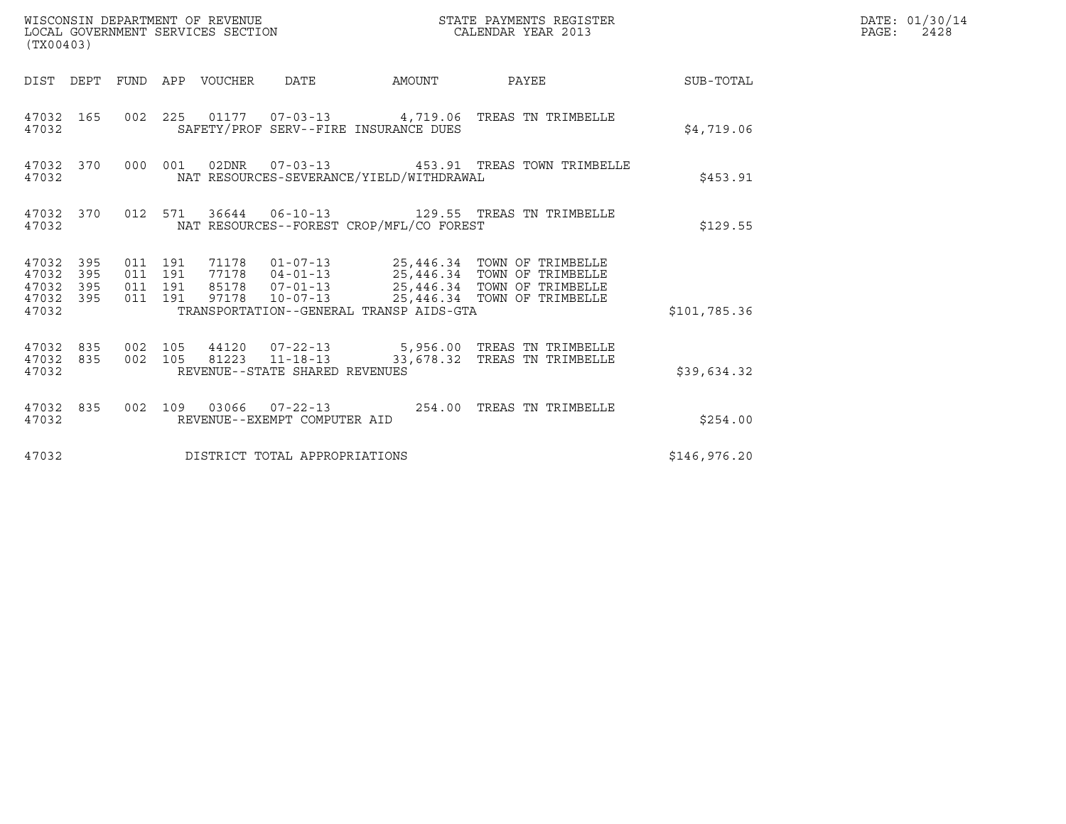WISCONSIN DEPARTMENT OF REVENUE
LOCAL GOVERNMENT SERVICES SECTION
(TX00403)

STATE PAYMENTS REGISTER
CALENDAR YEAR 2013

DATE: 01/30/14
PAGE: 2428

| DIST | DEPT | FUND | APP | VOUCHER | DATE | AMOUNT | PAYEE | SUB-TOTAL |
|---|---|---|---|---|---|---|---|---|
| 47032 | 165 | 002 | 225 | 01177 | 07-03-13 | 4,719.06 | TREAS TN TRIMBELLE | |
| 47032 | | | | SAFETY/PROF SERV--FIRE INSURANCE DUES | | | | $4,719.06 |
| 47032 | 370 | 000 | 001 | 02DNR | 07-03-13 | 453.91 | TREAS TOWN TRIMBELLE | |
| 47032 | | | | NAT RESOURCES-SEVERANCE/YIELD/WITHDRAWAL | | | | $453.91 |
| 47032 | 370 | 012 | 571 | 36644 | 06-10-13 | 129.55 | TREAS TN TRIMBELLE | |
| 47032 | | | | NAT RESOURCES--FOREST CROP/MFL/CO FOREST | | | | $129.55 |
| 47032 | 395 | 011 | 191 | 71178 | 01-07-13 | 25,446.34 | TOWN OF TRIMBELLE | |
| 47032 | 395 | 011 | 191 | 77178 | 04-01-13 | 25,446.34 | TOWN OF TRIMBELLE | |
| 47032 | 395 | 011 | 191 | 85178 | 07-01-13 | 25,446.34 | TOWN OF TRIMBELLE | |
| 47032 | 395 | 011 | 191 | 97178 | 10-07-13 | 25,446.34 | TOWN OF TRIMBELLE | |
| 47032 | | | | TRANSPORTATION--GENERAL TRANSP AIDS-GTA | | | | $101,785.36 |
| 47032 | 835 | 002 | 105 | 44120 | 07-22-13 | 5,956.00 | TREAS TN TRIMBELLE | |
| 47032 | 835 | 002 | 105 | 81223 | 11-18-13 | 33,678.32 | TREAS TN TRIMBELLE | |
| 47032 | | | | REVENUE--STATE SHARED REVENUES | | | | $39,634.32 |
| 47032 | 835 | 002 | 109 | 03066 | 07-22-13 | 254.00 | TREAS TN TRIMBELLE | |
| 47032 | | | | REVENUE--EXEMPT COMPUTER AID | | | | $254.00 |
| 47032 | | | | DISTRICT TOTAL APPROPRIATIONS | | | | $146,976.20 |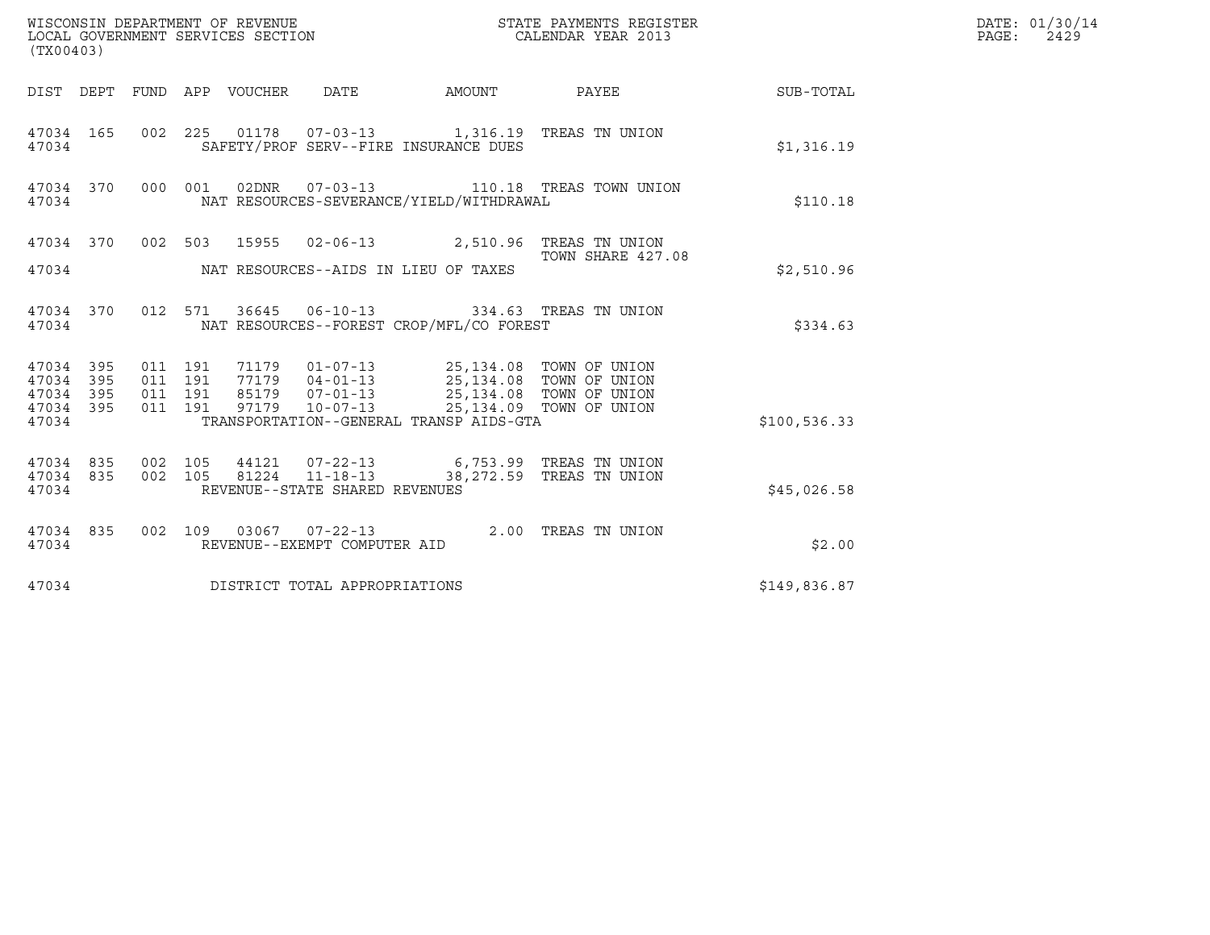WISCONSIN DEPARTMENT OF REVENUE
LOCAL GOVERNMENT SERVICES SECTION
(TX00403)

STATE PAYMENTS REGISTER
CALENDAR YEAR 2013

DATE: 01/30/14
PAGE: 2429

| DIST | DEPT | FUND | APP | VOUCHER | DATE | AMOUNT | PAYEE | SUB-TOTAL |
|---|---|---|---|---|---|---|---|---|
| 47034 | 165 | 002 | 225 | 01178 | 07-03-13 | 1,316.19 | TREAS TN UNION | |
| 47034 | | | | SAFETY/PROF SERV--FIRE INSURANCE DUES | | | | $1,316.19 |
| 47034 | 370 | 000 | 001 | 02DNR | 07-03-13 | 110.18 | TREAS TOWN UNION | |
| 47034 | | | | NAT RESOURCES-SEVERANCE/YIELD/WITHDRAWAL | | | | $110.18 |
| 47034 | 370 | 002 | 503 | 15955 | 02-06-13 | 2,510.96 | TREAS TN UNION TOWN SHARE 427.08 | |
| 47034 | | | | NAT RESOURCES--AIDS IN LIEU OF TAXES | | | | $2,510.96 |
| 47034 | 370 | 012 | 571 | 36645 | 06-10-13 | 334.63 | TREAS TN UNION | |
| 47034 | | | | NAT RESOURCES--FOREST CROP/MFL/CO FOREST | | | | $334.63 |
| 47034 | 395 | 011 | 191 | 71179 | 01-07-13 | 25,134.08 | TOWN OF UNION | |
| 47034 | 395 | 011 | 191 | 77179 | 04-01-13 | 25,134.08 | TOWN OF UNION | |
| 47034 | 395 | 011 | 191 | 85179 | 07-01-13 | 25,134.08 | TOWN OF UNION | |
| 47034 | 395 | 011 | 191 | 97179 | 10-07-13 | 25,134.09 | TOWN OF UNION | |
| 47034 | | | | TRANSPORTATION--GENERAL TRANSP AIDS-GTA | | | | $100,536.33 |
| 47034 | 835 | 002 | 105 | 44121 | 07-22-13 | 6,753.99 | TREAS TN UNION | |
| 47034 | 835 | 002 | 105 | 81224 | 11-18-13 | 38,272.59 | TREAS TN UNION | |
| 47034 | | | | REVENUE--STATE SHARED REVENUES | | | | $45,026.58 |
| 47034 | 835 | 002 | 109 | 03067 | 07-22-13 | 2.00 | TREAS TN UNION | |
| 47034 | | | | REVENUE--EXEMPT COMPUTER AID | | | | $2.00 |
| 47034 | | | | DISTRICT TOTAL APPROPRIATIONS | | | | $149,836.87 |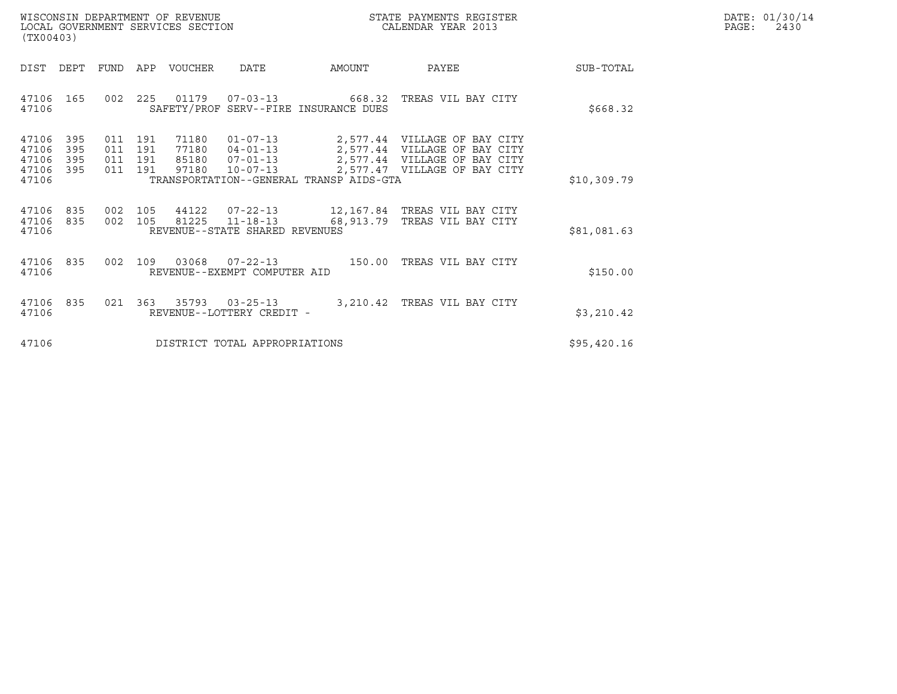WISCONSIN DEPARTMENT OF REVENUE
LOCAL GOVERNMENT SERVICES SECTION
(TX00403)

STATE PAYMENTS REGISTER
CALENDAR YEAR 2013

DATE: 01/30/14
PAGE: 2430

| DIST | DEPT | FUND | APP | VOUCHER | DATE | AMOUNT | PAYEE | SUB-TOTAL |
|---|---|---|---|---|---|---|---|---|
| 47106 | 165 | 002 | 225 | 01179 | 07-03-13 | 668.32 | TREAS VIL BAY CITY | |
| 47106 | | | | SAFETY/PROF SERV--FIRE INSURANCE DUES | | | | $668.32 |
| 47106 | 395 | 011 | 191 | 71180 | 01-07-13 | 2,577.44 | VILLAGE OF BAY CITY | |
| 47106 | 395 | 011 | 191 | 77180 | 04-01-13 | 2,577.44 | VILLAGE OF BAY CITY | |
| 47106 | 395 | 011 | 191 | 85180 | 07-01-13 | 2,577.44 | VILLAGE OF BAY CITY | |
| 47106 | 395 | 011 | 191 | 97180 | 10-07-13 | 2,577.47 | VILLAGE OF BAY CITY | |
| 47106 | | | | TRANSPORTATION--GENERAL TRANSP AIDS-GTA | | | | $10,309.79 |
| 47106 | 835 | 002 | 105 | 44122 | 07-22-13 | 12,167.84 | TREAS VIL BAY CITY | |
| 47106 | 835 | 002 | 105 | 81225 | 11-18-13 | 68,913.79 | TREAS VIL BAY CITY | |
| 47106 | | | | REVENUE--STATE SHARED REVENUES | | | | $81,081.63 |
| 47106 | 835 | 002 | 109 | 03068 | 07-22-13 | 150.00 | TREAS VIL BAY CITY | |
| 47106 | | | | REVENUE--EXEMPT COMPUTER AID | | | | $150.00 |
| 47106 | 835 | 021 | 363 | 35793 | 03-25-13 | 3,210.42 | TREAS VIL BAY CITY | |
| 47106 | | | | REVENUE--LOTTERY CREDIT - | | | | $3,210.42 |
| 47106 | | | | DISTRICT TOTAL APPROPRIATIONS | | | | $95,420.16 |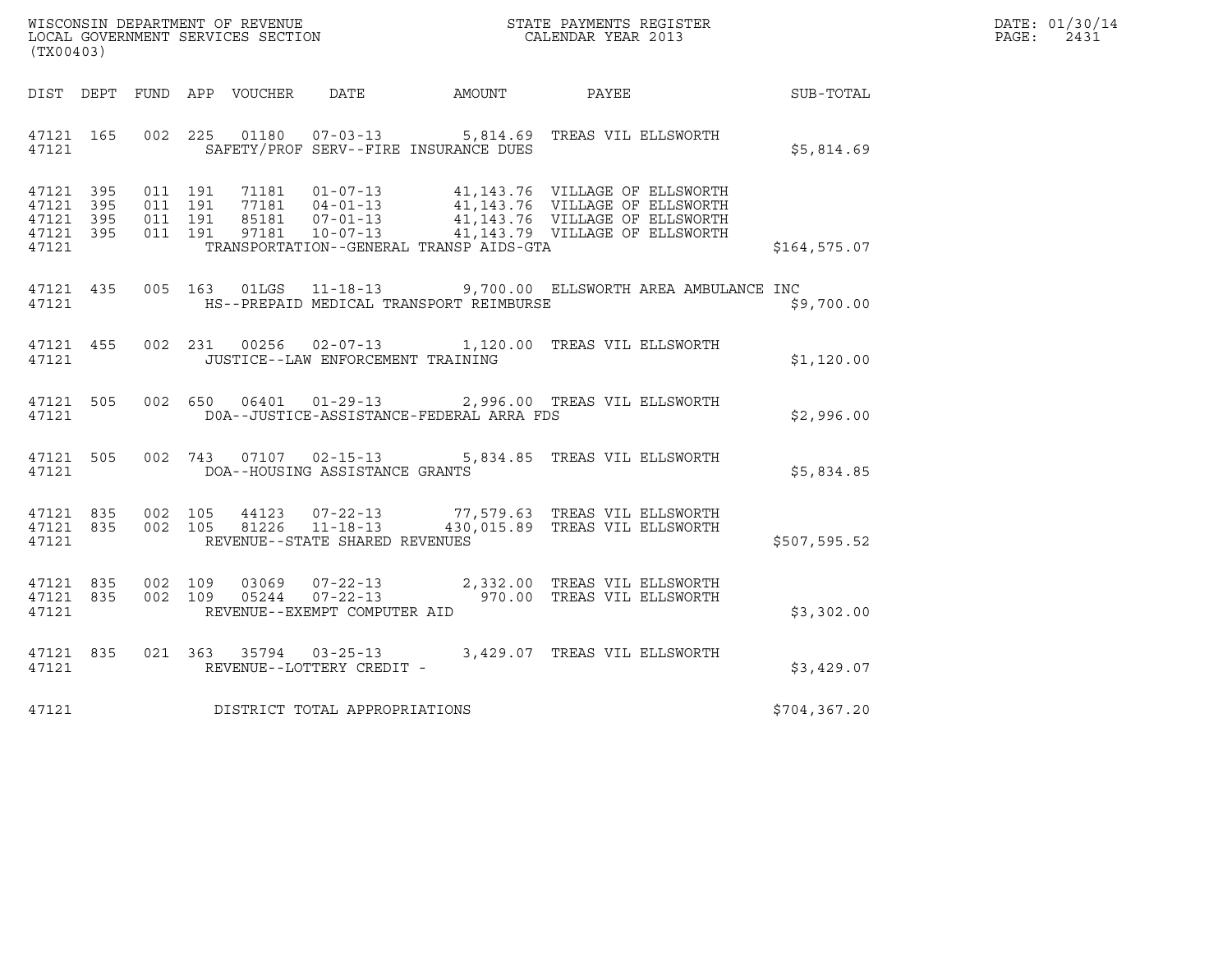WISCONSIN DEPARTMENT OF REVENUE
LOCAL GOVERNMENT SERVICES SECTION
(TX00403)

STATE PAYMENTS REGISTER
CALENDAR YEAR 2013

DATE: 01/30/14

| DIST | DEPT | FUND | APP | VOUCHER | DATE | AMOUNT | PAYEE | SUB-TOTAL |
|---|---|---|---|---|---|---|---|---|
| 47121 | 165 | 002 | 225 | 01180 | 07-03-13 | 5,814.69 | TREAS VIL ELLSWORTH | |
| 47121 | | | | SAFETY/PROF SERV--FIRE INSURANCE DUES | | | | $5,814.69 |
| 47121 | 395 | 011 | 191 | 71181 | 01-07-13 | 41,143.76 | VILLAGE OF ELLSWORTH | |
| 47121 | 395 | 011 | 191 | 77181 | 04-01-13 | 41,143.76 | VILLAGE OF ELLSWORTH | |
| 47121 | 395 | 011 | 191 | 85181 | 07-01-13 | 41,143.76 | VILLAGE OF ELLSWORTH | |
| 47121 | 395 | 011 | 191 | 97181 | 10-07-13 | 41,143.79 | VILLAGE OF ELLSWORTH | |
| 47121 | | | | TRANSPORTATION--GENERAL TRANSP AIDS-GTA | | | | $164,575.07 |
| 47121 | 435 | 005 | 163 | 01LGS | 11-18-13 | 9,700.00 | ELLSWORTH AREA AMBULANCE INC | |
| 47121 | | | | HS--PREPAID MEDICAL TRANSPORT REIMBURSE | | | | $9,700.00 |
| 47121 | 455 | 002 | 231 | 00256 | 02-07-13 | 1,120.00 | TREAS VIL ELLSWORTH | |
| 47121 | | | | JUSTICE--LAW ENFORCEMENT TRAINING | | | | $1,120.00 |
| 47121 | 505 | 002 | 650 | 06401 | 01-29-13 | 2,996.00 | TREAS VIL ELLSWORTH | |
| 47121 | | | | DOA--JUSTICE-ASSISTANCE-FEDERAL ARRA FDS | | | | $2,996.00 |
| 47121 | 505 | 002 | 743 | 07107 | 02-15-13 | 5,834.85 | TREAS VIL ELLSWORTH | |
| 47121 | | | | DOA--HOUSING ASSISTANCE GRANTS | | | | $5,834.85 |
| 47121 | 835 | 002 | 105 | 44123 | 07-22-13 | 77,579.63 | TREAS VIL ELLSWORTH | |
| 47121 | 835 | 002 | 105 | 81226 | 11-18-13 | 430,015.89 | TREAS VIL ELLSWORTH | |
| 47121 | | | | REVENUE--STATE SHARED REVENUES | | | | $507,595.52 |
| 47121 | 835 | 002 | 109 | 03069 | 07-22-13 | 2,332.00 | TREAS VIL ELLSWORTH | |
| 47121 | 835 | 002 | 109 | 05244 | 07-22-13 | 970.00 | TREAS VIL ELLSWORTH | |
| 47121 | | | | REVENUE--EXEMPT COMPUTER AID | | | | $3,302.00 |
| 47121 | 835 | 021 | 363 | 35794 | 03-25-13 | 3,429.07 | TREAS VIL ELLSWORTH | |
| 47121 | | | | REVENUE--LOTTERY CREDIT - | | | | $3,429.07 |
| 47121 | | | | DISTRICT TOTAL APPROPRIATIONS | | | | $704,367.20 |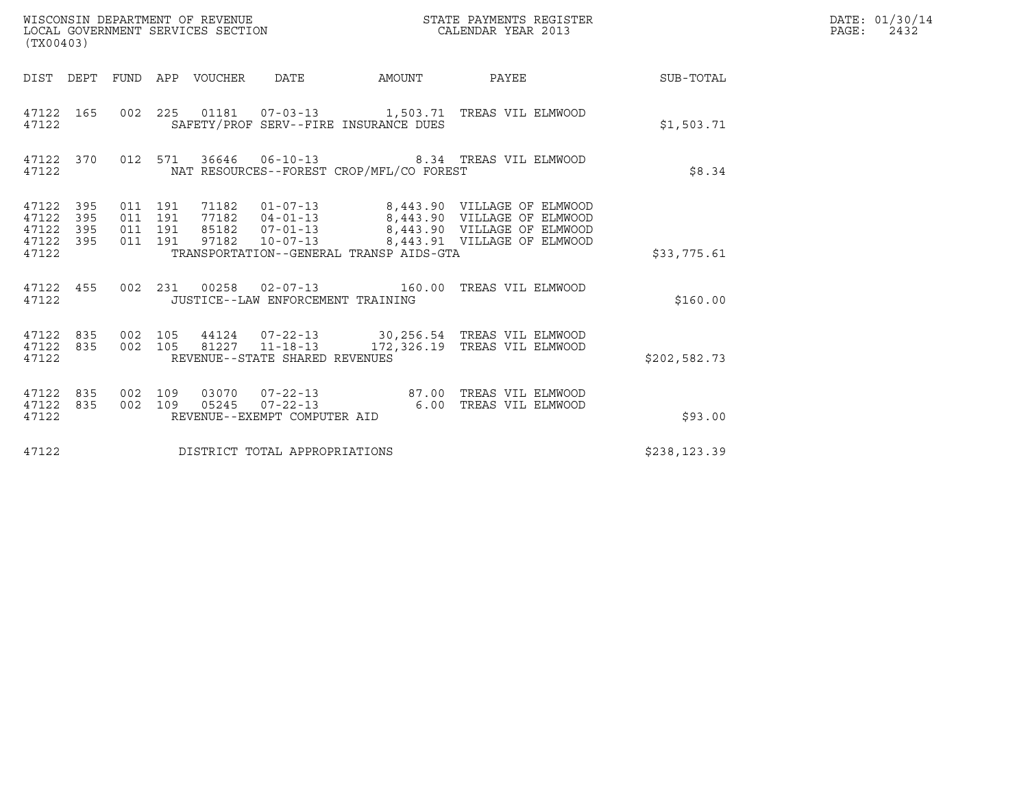WISCONSIN DEPARTMENT OF REVENUE
LOCAL GOVERNMENT SERVICES SECTION
(TX00403)

STATE PAYMENTS REGISTER
CALENDAR YEAR 2013

DATE: 01/30/14

| DIST | DEPT | FUND | APP | VOUCHER | DATE | AMOUNT | PAYEE | SUB-TOTAL |
|---|---|---|---|---|---|---|---|---|
| 47122 | 165 | 002 | 225 | 01181 | 07-03-13 | 1,503.71 | TREAS VIL ELMWOOD | |
| 47122 | | | | | SAFETY/PROF SERV--FIRE INSURANCE DUES | | | $1,503.71 |
| 47122 | 370 | 012 | 571 | 36646 | 06-10-13 | 8.34 | TREAS VIL ELMWOOD | |
| 47122 | | | | | NAT RESOURCES--FOREST CROP/MFL/CO FOREST | | | $8.34 |
| 47122 | 395 | 011 | 191 | 71182 | 01-07-13 | 8,443.90 | VILLAGE OF ELMWOOD | |
| 47122 | 395 | 011 | 191 | 77182 | 04-01-13 | 8,443.90 | VILLAGE OF ELMWOOD | |
| 47122 | 395 | 011 | 191 | 85182 | 07-01-13 | 8,443.90 | VILLAGE OF ELMWOOD | |
| 47122 | 395 | 011 | 191 | 97182 | 10-07-13 | 8,443.91 | VILLAGE OF ELMWOOD | |
| 47122 | | | | | TRANSPORTATION--GENERAL TRANSP AIDS-GTA | | | $33,775.61 |
| 47122 | 455 | 002 | 231 | 00258 | 02-07-13 | 160.00 | TREAS VIL ELMWOOD | |
| 47122 | | | | | JUSTICE--LAW ENFORCEMENT TRAINING | | | $160.00 |
| 47122 | 835 | 002 | 105 | 44124 | 07-22-13 | 30,256.54 | TREAS VIL ELMWOOD | |
| 47122 | 835 | 002 | 105 | 81227 | 11-18-13 | 172,326.19 | TREAS VIL ELMWOOD | |
| 47122 | | | | | REVENUE--STATE SHARED REVENUES | | | $202,582.73 |
| 47122 | 835 | 002 | 109 | 03070 | 07-22-13 | 87.00 | TREAS VIL ELMWOOD | |
| 47122 | 835 | 002 | 109 | 05245 | 07-22-13 | 6.00 | TREAS VIL ELMWOOD | |
| 47122 | | | | | REVENUE--EXEMPT COMPUTER AID | | | $93.00 |
| 47122 | | | | | DISTRICT TOTAL APPROPRIATIONS | | | $238,123.39 |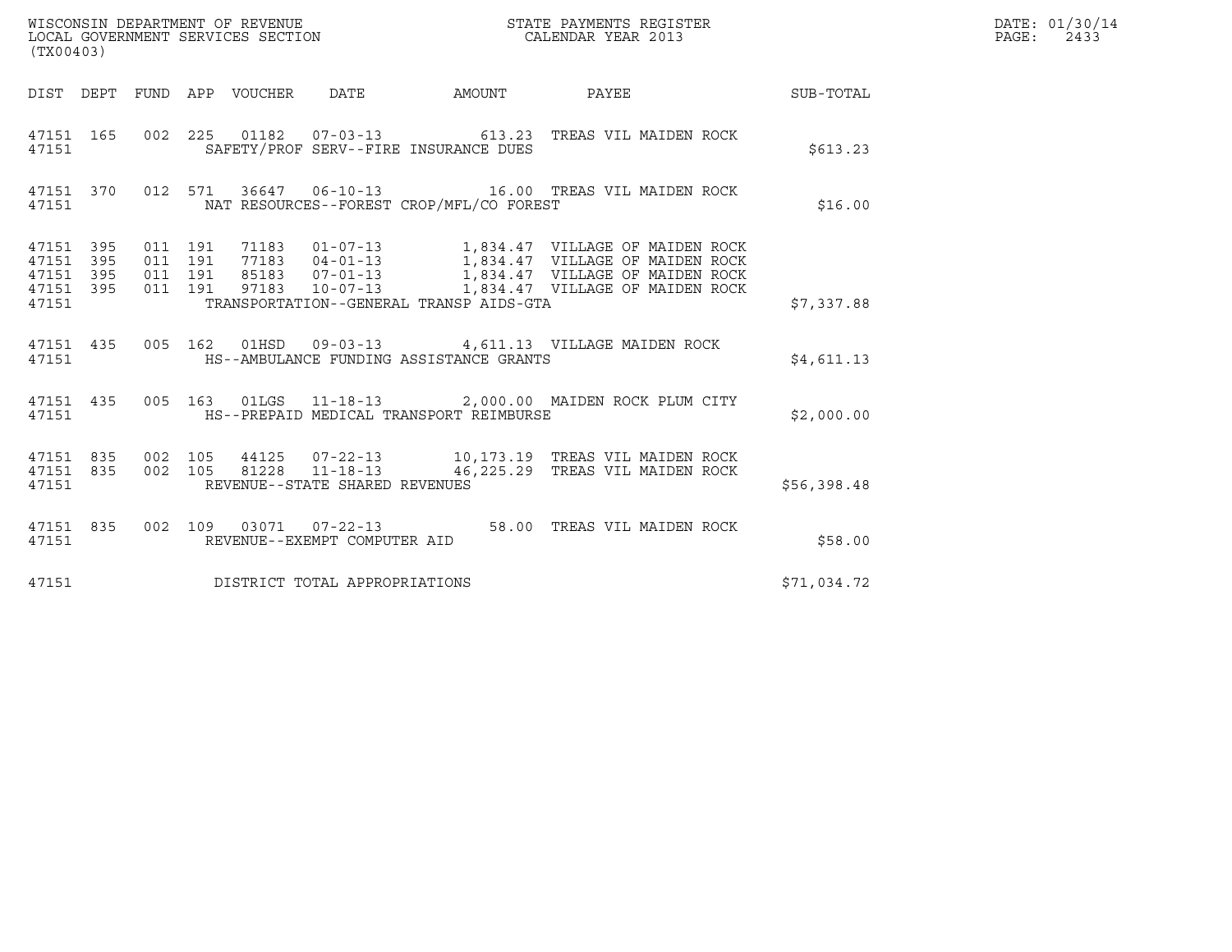WISCONSIN DEPARTMENT OF REVENUE
LOCAL GOVERNMENT SERVICES SECTION
(TX00403)

STATE PAYMENTS REGISTER
CALENDAR YEAR 2013

DATE: 01/30/14
PAGE: 2433

| DIST | DEPT | FUND | APP | VOUCHER | DATE | AMOUNT | PAYEE | SUB-TOTAL |
|---|---|---|---|---|---|---|---|---|
| 47151 | 165 | 002 | 225 | 01182 | 07-03-13 | 613.23 | TREAS VIL MAIDEN ROCK | |
| 47151 | | | | SAFETY/PROF SERV--FIRE INSURANCE DUES | | | | $613.23 |
| 47151 | 370 | 012 | 571 | 36647 | 06-10-13 | 16.00 | TREAS VIL MAIDEN ROCK | |
| 47151 | | | | NAT RESOURCES--FOREST CROP/MFL/CO FOREST | | | | $16.00 |
| 47151 | 395 | 011 | 191 | 71183 | 01-07-13 | 1,834.47 | VILLAGE OF MAIDEN ROCK | |
| 47151 | 395 | 011 | 191 | 77183 | 04-01-13 | 1,834.47 | VILLAGE OF MAIDEN ROCK | |
| 47151 | 395 | 011 | 191 | 85183 | 07-01-13 | 1,834.47 | VILLAGE OF MAIDEN ROCK | |
| 47151 | 395 | 011 | 191 | 97183 | 10-07-13 | 1,834.47 | VILLAGE OF MAIDEN ROCK | |
| 47151 | | | | TRANSPORTATION--GENERAL TRANSP AIDS-GTA | | | | $7,337.88 |
| 47151 | 435 | 005 | 162 | 01HSD | 09-03-13 | 4,611.13 | VILLAGE MAIDEN ROCK | |
| 47151 | | | | HS--AMBULANCE FUNDING ASSISTANCE GRANTS | | | | $4,611.13 |
| 47151 | 435 | 005 | 163 | 01LGS | 11-18-13 | 2,000.00 | MAIDEN ROCK PLUM CITY | |
| 47151 | | | | HS--PREPAID MEDICAL TRANSPORT REIMBURSE | | | | $2,000.00 |
| 47151 | 835 | 002 | 105 | 44125 | 07-22-13 | 10,173.19 | TREAS VIL MAIDEN ROCK | |
| 47151 | 835 | 002 | 105 | 81228 | 11-18-13 | 46,225.29 | TREAS VIL MAIDEN ROCK | |
| 47151 | | | | REVENUE--STATE SHARED REVENUES | | | | $56,398.48 |
| 47151 | 835 | 002 | 109 | 03071 | 07-22-13 | 58.00 | TREAS VIL MAIDEN ROCK | |
| 47151 | | | | REVENUE--EXEMPT COMPUTER AID | | | | $58.00 |
| 47151 | | | | DISTRICT TOTAL APPROPRIATIONS | | | | $71,034.72 |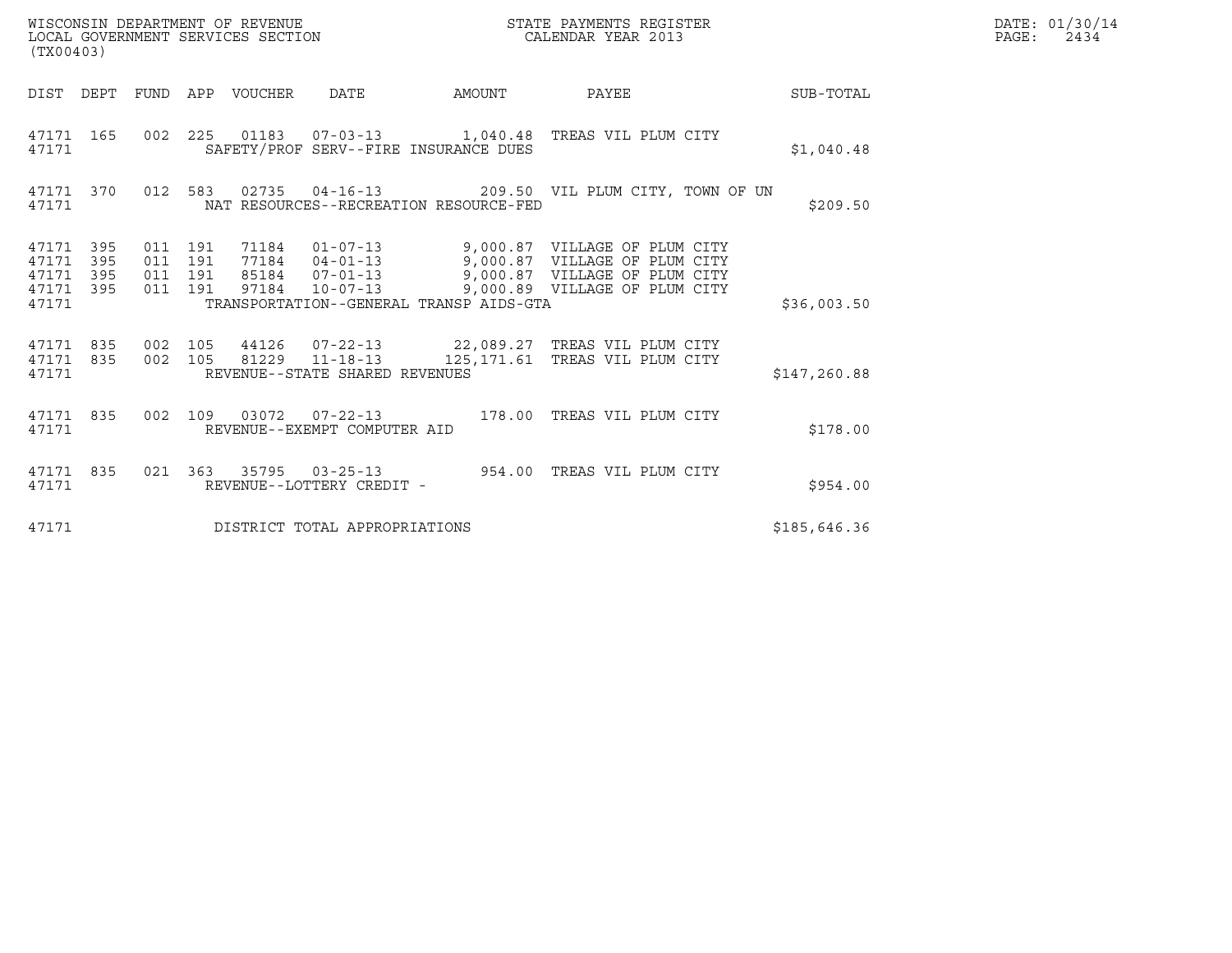WISCONSIN DEPARTMENT OF REVENUE
LOCAL GOVERNMENT SERVICES SECTION
(TX00403)

STATE PAYMENTS REGISTER
CALENDAR YEAR 2013

DATE: 01/30/14
PAGE: 2434

| DIST | DEPT | FUND | APP | VOUCHER | DATE | AMOUNT | PAYEE | SUB-TOTAL |
|---|---|---|---|---|---|---|---|---|
| 47171 | 165 | 002 | 225 | 01183 | 07-03-13 | 1,040.48 | TREAS VIL PLUM CITY | |
| 47171 | | | | SAFETY/PROF SERV--FIRE INSURANCE DUES | | | | $1,040.48 |
| 47171 | 370 | 012 | 583 | 02735 | 04-16-13 | 209.50 | VIL PLUM CITY, TOWN OF UN | |
| 47171 | | | | NAT RESOURCES--RECREATION RESOURCE-FED | | | | $209.50 |
| 47171 | 395 | 011 | 191 | 71184 | 01-07-13 | 9,000.87 | VILLAGE OF PLUM CITY | |
| 47171 | 395 | 011 | 191 | 77184 | 04-01-13 | 9,000.87 | VILLAGE OF PLUM CITY | |
| 47171 | 395 | 011 | 191 | 85184 | 07-01-13 | 9,000.87 | VILLAGE OF PLUM CITY | |
| 47171 | 395 | 011 | 191 | 97184 | 10-07-13 | 9,000.89 | VILLAGE OF PLUM CITY | |
| 47171 | | | | TRANSPORTATION--GENERAL TRANSP AIDS-GTA | | | | $36,003.50 |
| 47171 | 835 | 002 | 105 | 44126 | 07-22-13 | 22,089.27 | TREAS VIL PLUM CITY | |
| 47171 | 835 | 002 | 105 | 81229 | 11-18-13 | 125,171.61 | TREAS VIL PLUM CITY | |
| 47171 | | | | REVENUE--STATE SHARED REVENUES | | | | $147,260.88 |
| 47171 | 835 | 002 | 109 | 03072 | 07-22-13 | 178.00 | TREAS VIL PLUM CITY | |
| 47171 | | | | REVENUE--EXEMPT COMPUTER AID | | | | $178.00 |
| 47171 | 835 | 021 | 363 | 35795 | 03-25-13 | 954.00 | TREAS VIL PLUM CITY | |
| 47171 | | | | REVENUE--LOTTERY CREDIT - | | | | $954.00 |
| 47171 | | | | DISTRICT TOTAL APPROPRIATIONS | | | | $185,646.36 |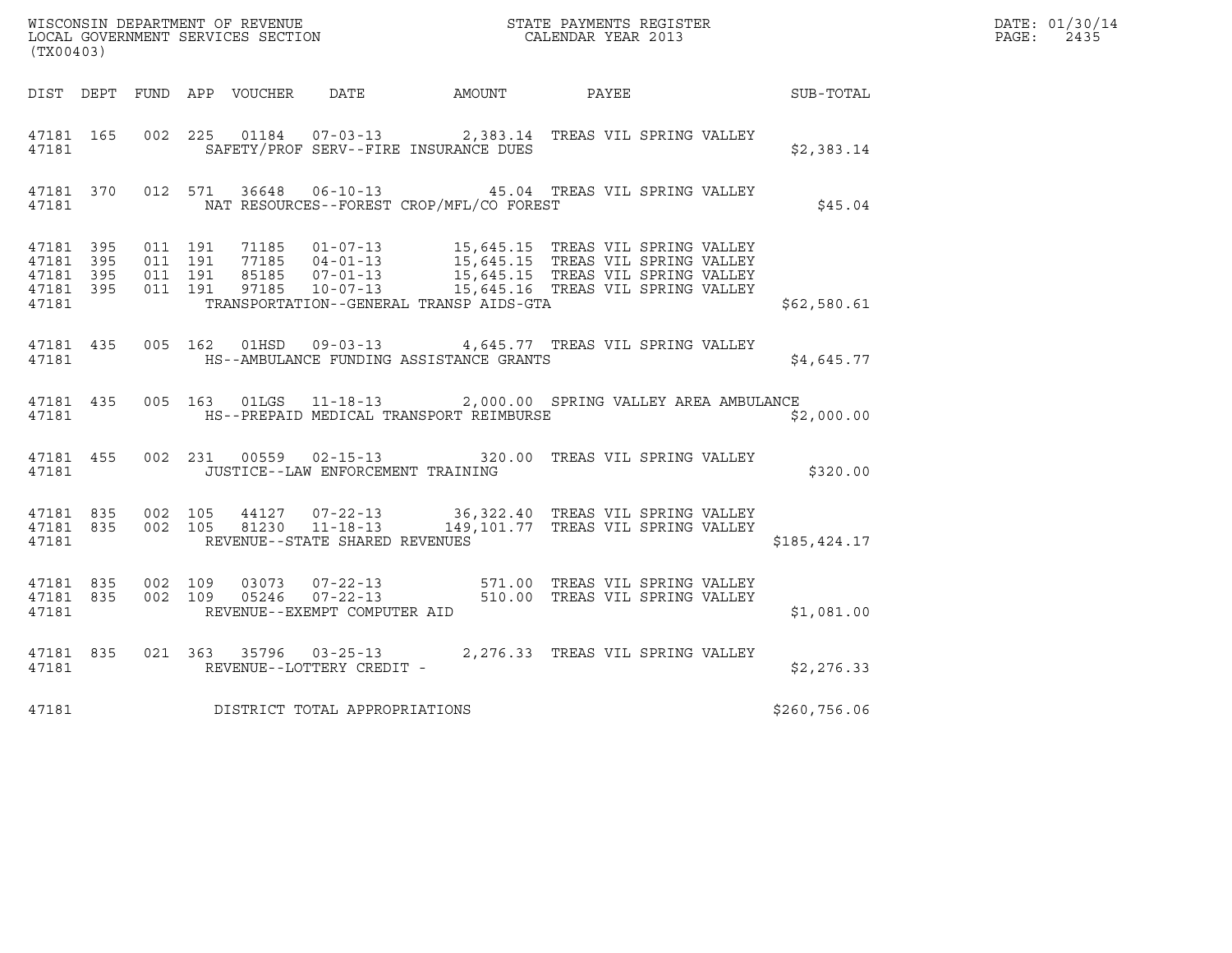WISCONSIN DEPARTMENT OF REVENUE
LOCAL GOVERNMENT SERVICES SECTION
(TX00403)

STATE PAYMENTS REGISTER
CALENDAR YEAR 2013

DATE: 01/30/14

| DIST | DEPT | FUND | APP | VOUCHER | DATE | AMOUNT | PAYEE | SUB-TOTAL |
|---|---|---|---|---|---|---|---|---|
| 47181 | 165 | 002 | 225 | 01184 | 07-03-13 | 2,383.14 | TREAS VIL SPRING VALLEY | |
| 47181 | | | | | SAFETY/PROF SERV--FIRE INSURANCE DUES | | | $2,383.14 |
| 47181 | 370 | 012 | 571 | 36648 | 06-10-13 | 45.04 | TREAS VIL SPRING VALLEY | |
| 47181 | | | | | NAT RESOURCES--FOREST CROP/MFL/CO FOREST | | | $45.04 |
| 47181 | 395 | 011 | 191 | 71185 | 01-07-13 | 15,645.15 | TREAS VIL SPRING VALLEY | |
| 47181 | 395 | 011 | 191 | 77185 | 04-01-13 | 15,645.15 | TREAS VIL SPRING VALLEY | |
| 47181 | 395 | 011 | 191 | 85185 | 07-01-13 | 15,645.15 | TREAS VIL SPRING VALLEY | |
| 47181 | 395 | 011 | 191 | 97185 | 10-07-13 | 15,645.16 | TREAS VIL SPRING VALLEY | |
| 47181 | | | | | TRANSPORTATION--GENERAL TRANSP AIDS-GTA | | | $62,580.61 |
| 47181 | 435 | 005 | 162 | 01HSD | 09-03-13 | 4,645.77 | TREAS VIL SPRING VALLEY | |
| 47181 | | | | | HS--AMBULANCE FUNDING ASSISTANCE GRANTS | | | $4,645.77 |
| 47181 | 435 | 005 | 163 | 01LGS | 11-18-13 | 2,000.00 | SPRING VALLEY AREA AMBULANCE | |
| 47181 | | | | | HS--PREPAID MEDICAL TRANSPORT REIMBURSE | | | $2,000.00 |
| 47181 | 455 | 002 | 231 | 00559 | 02-15-13 | 320.00 | TREAS VIL SPRING VALLEY | |
| 47181 | | | | | JUSTICE--LAW ENFORCEMENT TRAINING | | | $320.00 |
| 47181 | 835 | 002 | 105 | 44127 | 07-22-13 | 36,322.40 | TREAS VIL SPRING VALLEY | |
| 47181 | 835 | 002 | 105 | 81230 | 11-18-13 | 149,101.77 | TREAS VIL SPRING VALLEY | |
| 47181 | | | | | REVENUE--STATE SHARED REVENUES | | | $185,424.17 |
| 47181 | 835 | 002 | 109 | 03073 | 07-22-13 | 571.00 | TREAS VIL SPRING VALLEY | |
| 47181 | 835 | 002 | 109 | 05246 | 07-22-13 | 510.00 | TREAS VIL SPRING VALLEY | |
| 47181 | | | | | REVENUE--EXEMPT COMPUTER AID | | | $1,081.00 |
| 47181 | 835 | 021 | 363 | 35796 | 03-25-13 | 2,276.33 | TREAS VIL SPRING VALLEY | |
| 47181 | | | | | REVENUE--LOTTERY CREDIT - | | | $2,276.33 |
| 47181 | | | | | DISTRICT TOTAL APPROPRIATIONS | | | $260,756.06 |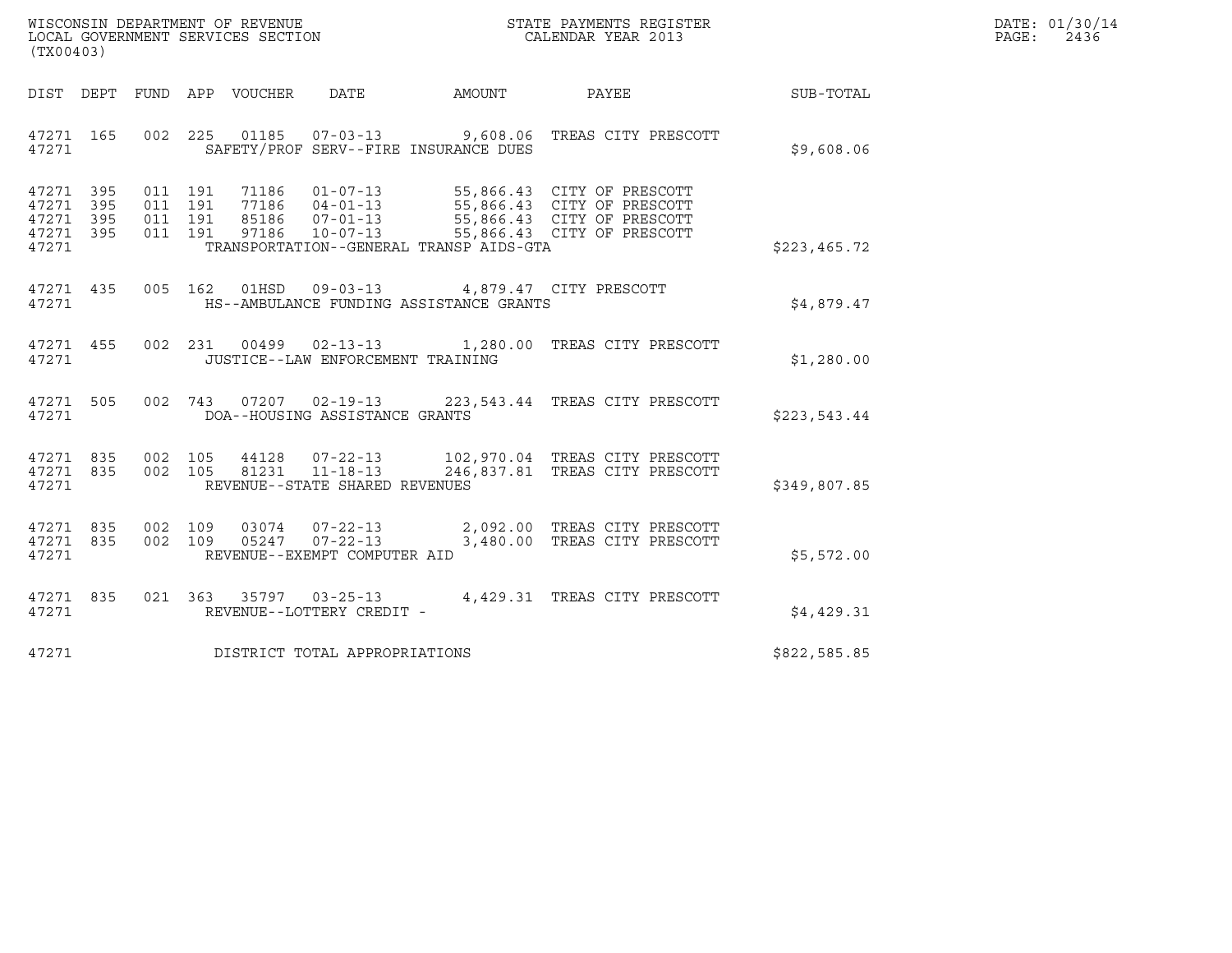WISCONSIN DEPARTMENT OF REVENUE
LOCAL GOVERNMENT SERVICES SECTION
(TX00403)

STATE PAYMENTS REGISTER
CALENDAR YEAR 2013

DATE: 01/30/14
PAGE: 2436

| DIST | DEPT | FUND | APP | VOUCHER | DATE | AMOUNT | PAYEE | SUB-TOTAL |
|---|---|---|---|---|---|---|---|---|
| 47271 | 165 | 002 | 225 | 01185 | 07-03-13 | 9,608.06 | TREAS CITY PRESCOTT | |
| 47271 | | | | SAFETY/PROF SERV--FIRE INSURANCE DUES | | | | $9,608.06 |
| 47271 | 395 | 011 | 191 | 71186 | 01-07-13 | 55,866.43 | CITY OF PRESCOTT | |
| 47271 | 395 | 011 | 191 | 77186 | 04-01-13 | 55,866.43 | CITY OF PRESCOTT | |
| 47271 | 395 | 011 | 191 | 85186 | 07-01-13 | 55,866.43 | CITY OF PRESCOTT | |
| 47271 | 395 | 011 | 191 | 97186 | 10-07-13 | 55,866.43 | CITY OF PRESCOTT | |
| 47271 | | | | TRANSPORTATION--GENERAL TRANSP AIDS-GTA | | | | $223,465.72 |
| 47271 | 435 | 005 | 162 | 01HSD | 09-03-13 | 4,879.47 | CITY PRESCOTT | |
| 47271 | | | | HS--AMBULANCE FUNDING ASSISTANCE GRANTS | | | | $4,879.47 |
| 47271 | 455 | 002 | 231 | 00499 | 02-13-13 | 1,280.00 | TREAS CITY PRESCOTT | |
| 47271 | | | | JUSTICE--LAW ENFORCEMENT TRAINING | | | | $1,280.00 |
| 47271 | 505 | 002 | 743 | 07207 | 02-19-13 | 223,543.44 | TREAS CITY PRESCOTT | |
| 47271 | | | | DOA--HOUSING ASSISTANCE GRANTS | | | | $223,543.44 |
| 47271 | 835 | 002 | 105 | 44128 | 07-22-13 | 102,970.04 | TREAS CITY PRESCOTT | |
| 47271 | 835 | 002 | 105 | 81231 | 11-18-13 | 246,837.81 | TREAS CITY PRESCOTT | |
| 47271 | | | | REVENUE--STATE SHARED REVENUES | | | | $349,807.85 |
| 47271 | 835 | 002 | 109 | 03074 | 07-22-13 | 2,092.00 | TREAS CITY PRESCOTT | |
| 47271 | 835 | 002 | 109 | 05247 | 07-22-13 | 3,480.00 | TREAS CITY PRESCOTT | |
| 47271 | | | | REVENUE--EXEMPT COMPUTER AID | | | | $5,572.00 |
| 47271 | 835 | 021 | 363 | 35797 | 03-25-13 | 4,429.31 | TREAS CITY PRESCOTT | |
| 47271 | | | | REVENUE--LOTTERY CREDIT - | | | | $4,429.31 |
| 47271 | | | | DISTRICT TOTAL APPROPRIATIONS | | | | $822,585.85 |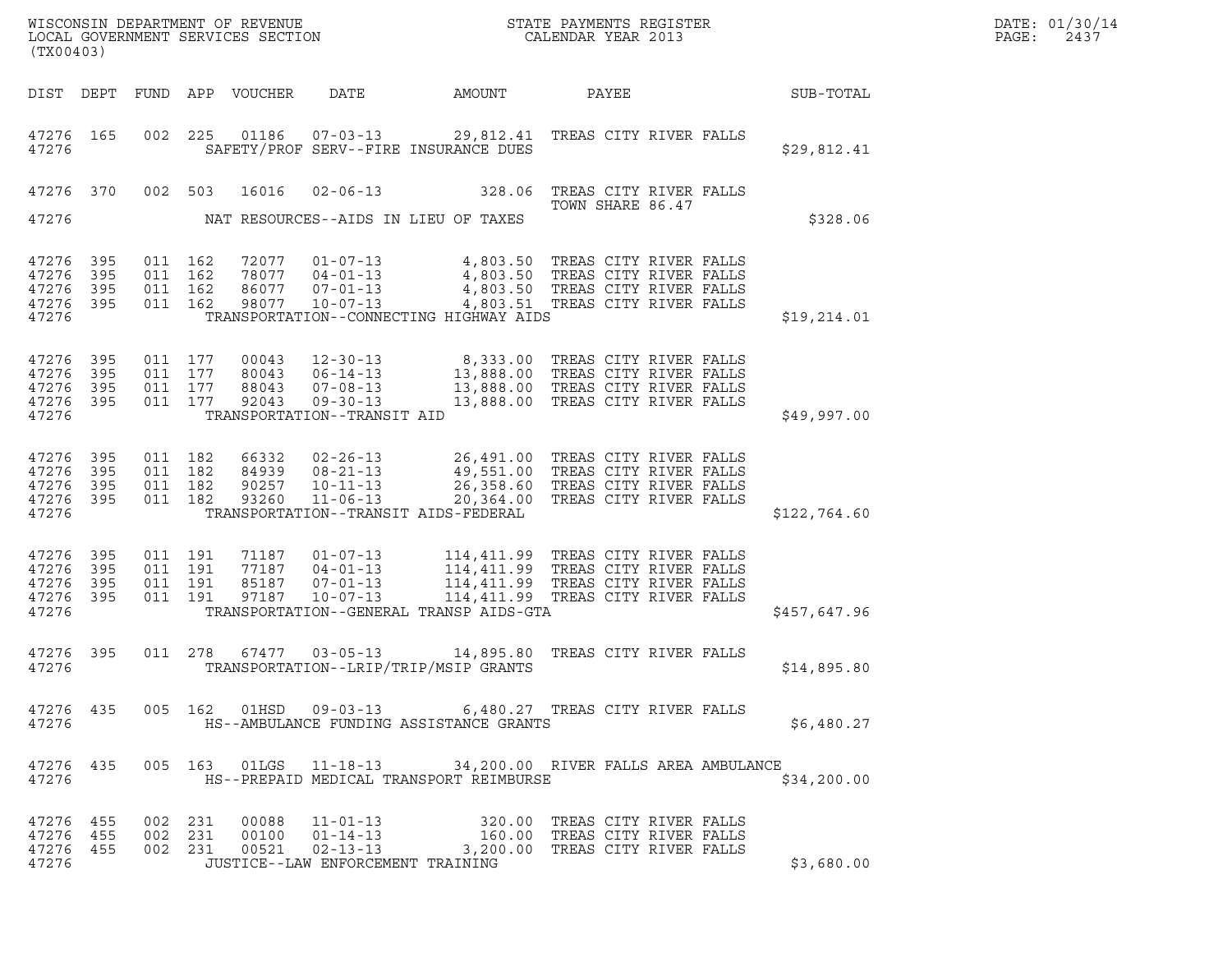WISCONSIN DEPARTMENT OF REVENUE
LOCAL GOVERNMENT SERVICES SECTION
(TX00403)

STATE PAYMENTS REGISTER
CALENDAR YEAR 2013

| DIST | DEPT | FUND | APP | VOUCHER | DATE | AMOUNT | PAYEE | SUB-TOTAL |
|---|---|---|---|---|---|---|---|---|
| 47276 | 165 | 002 | 225 | 01186 | 07-03-13 | 29,812.41 | TREAS CITY RIVER FALLS | |
| 47276 | | | | | SAFETY/PROF SERV--FIRE INSURANCE DUES | | | $29,812.41 |
| 47276 | 370 | 002 | 503 | 16016 | 02-06-13 | 328.06 | TREAS CITY RIVER FALLS TOWN SHARE 86.47 | |
| 47276 | | | | | NAT RESOURCES--AIDS IN LIEU OF TAXES | | | $328.06 |
| 47276 | 395 | 011 | 162 | 72077 | 01-07-13 | 4,803.50 | TREAS CITY RIVER FALLS | |
| 47276 | 395 | 011 | 162 | 78077 | 04-01-13 | 4,803.50 | TREAS CITY RIVER FALLS | |
| 47276 | 395 | 011 | 162 | 86077 | 07-01-13 | 4,803.50 | TREAS CITY RIVER FALLS | |
| 47276 | 395 | 011 | 162 | 98077 | 10-07-13 | 4,803.51 | TREAS CITY RIVER FALLS | |
| 47276 | | | | | TRANSPORTATION--CONNECTING HIGHWAY AIDS | | | $19,214.01 |
| 47276 | 395 | 011 | 177 | 00043 | 12-30-13 | 8,333.00 | TREAS CITY RIVER FALLS | |
| 47276 | 395 | 011 | 177 | 80043 | 06-14-13 | 13,888.00 | TREAS CITY RIVER FALLS | |
| 47276 | 395 | 011 | 177 | 88043 | 07-08-13 | 13,888.00 | TREAS CITY RIVER FALLS | |
| 47276 | 395 | 011 | 177 | 92043 | 09-30-13 | 13,888.00 | TREAS CITY RIVER FALLS | |
| 47276 | | | | | TRANSPORTATION--TRANSIT AID | | | $49,997.00 |
| 47276 | 395 | 011 | 182 | 66332 | 02-26-13 | 26,491.00 | TREAS CITY RIVER FALLS | |
| 47276 | 395 | 011 | 182 | 84939 | 08-21-13 | 49,551.00 | TREAS CITY RIVER FALLS | |
| 47276 | 395 | 011 | 182 | 90257 | 10-11-13 | 26,358.60 | TREAS CITY RIVER FALLS | |
| 47276 | 395 | 011 | 182 | 93260 | 11-06-13 | 20,364.00 | TREAS CITY RIVER FALLS | |
| 47276 | | | | | TRANSPORTATION--TRANSIT AIDS-FEDERAL | | | $122,764.60 |
| 47276 | 395 | 011 | 191 | 71187 | 01-07-13 | 114,411.99 | TREAS CITY RIVER FALLS | |
| 47276 | 395 | 011 | 191 | 77187 | 04-01-13 | 114,411.99 | TREAS CITY RIVER FALLS | |
| 47276 | 395 | 011 | 191 | 85187 | 07-01-13 | 114,411.99 | TREAS CITY RIVER FALLS | |
| 47276 | 395 | 011 | 191 | 97187 | 10-07-13 | 114,411.99 | TREAS CITY RIVER FALLS | |
| 47276 | | | | | TRANSPORTATION--GENERAL TRANSP AIDS-GTA | | | $457,647.96 |
| 47276 | 395 | 011 | 278 | 67477 | 03-05-13 | 14,895.80 | TREAS CITY RIVER FALLS | |
| 47276 | | | | | TRANSPORTATION--LRIP/TRIP/MSIP GRANTS | | | $14,895.80 |
| 47276 | 435 | 005 | 162 | 01HSD | 09-03-13 | 6,480.27 | TREAS CITY RIVER FALLS | |
| 47276 | | | | | HS--AMBULANCE FUNDING ASSISTANCE GRANTS | | | $6,480.27 |
| 47276 | 435 | 005 | 163 | 01LGS | 11-18-13 | 34,200.00 | RIVER FALLS AREA AMBULANCE | |
| 47276 | | | | | HS--PREPAID MEDICAL TRANSPORT REIMBURSE | | | $34,200.00 |
| 47276 | 455 | 002 | 231 | 00088 | 11-01-13 | 320.00 | TREAS CITY RIVER FALLS | |
| 47276 | 455 | 002 | 231 | 00100 | 01-14-13 | 160.00 | TREAS CITY RIVER FALLS | |
| 47276 | 455 | 002 | 231 | 00521 | 02-13-13 | 3,200.00 | TREAS CITY RIVER FALLS | |
| 47276 | | | | | JUSTICE--LAW ENFORCEMENT TRAINING | | | $3,680.00 |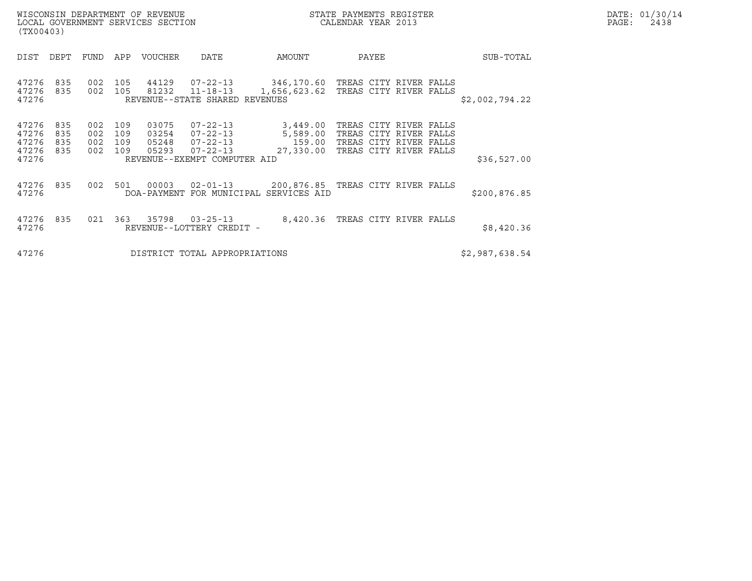WISCONSIN DEPARTMENT OF REVENUE
LOCAL GOVERNMENT SERVICES SECTION
(TX00403)

STATE PAYMENTS REGISTER
CALENDAR YEAR 2013

DATE: 01/30/14

| DIST | DEPT | FUND | APP | VOUCHER | DATE | AMOUNT | PAYEE | SUB-TOTAL |
|---|---|---|---|---|---|---|---|---|
| 47276 | 835 | 002 | 105 | 44129 | 07-22-13 | 346,170.60 | TREAS CITY RIVER FALLS | |
| 47276 | 835 | 002 | 105 | 81232 | 11-18-13 | 1,656,623.62 | TREAS CITY RIVER FALLS | |
| 47276 | | | | REVENUE--STATE SHARED REVENUES | | | | $2,002,794.22 |
| 47276 | 835 | 002 | 109 | 03075 | 07-22-13 | 3,449.00 | TREAS CITY RIVER FALLS | |
| 47276 | 835 | 002 | 109 | 03254 | 07-22-13 | 5,589.00 | TREAS CITY RIVER FALLS | |
| 47276 | 835 | 002 | 109 | 05248 | 07-22-13 | 159.00 | TREAS CITY RIVER FALLS | |
| 47276 | 835 | 002 | 109 | 05293 | 07-22-13 | 27,330.00 | TREAS CITY RIVER FALLS | |
| 47276 | | | | REVENUE--EXEMPT COMPUTER AID | | | | $36,527.00 |
| 47276 | 835 | 002 | 501 | 00003 | 02-01-13 | 200,876.85 | TREAS CITY RIVER FALLS | |
| 47276 | | | | DOA-PAYMENT FOR MUNICIPAL SERVICES AID | | | | $200,876.85 |
| 47276 | 835 | 021 | 363 | 35798 | 03-25-13 | 8,420.36 | TREAS CITY RIVER FALLS | |
| 47276 | | | | REVENUE--LOTTERY CREDIT - | | | | $8,420.36 |
| 47276 | | | | DISTRICT TOTAL APPROPRIATIONS | | | | $2,987,638.54 |